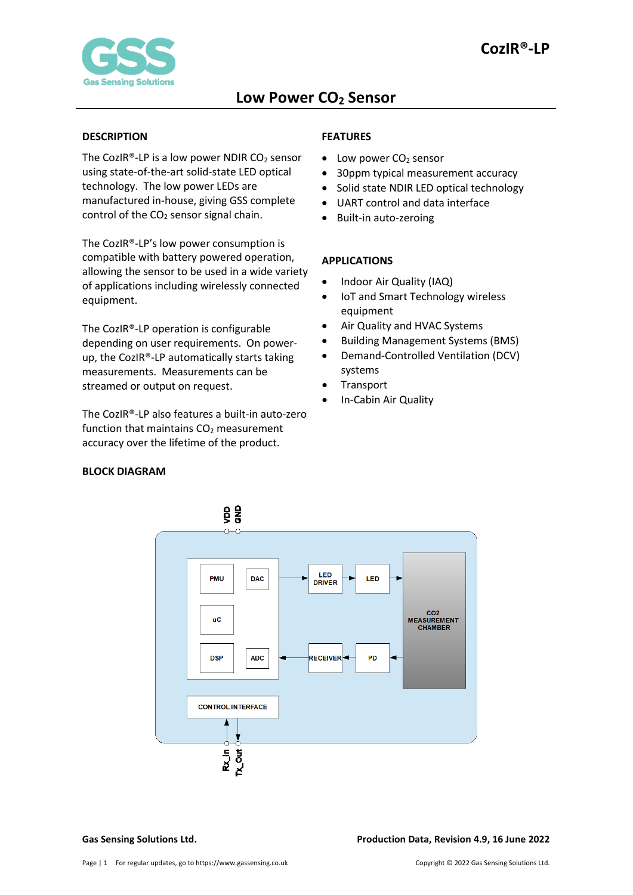# CozIR®-LP

## Low Power $CO_2$ Sensor

### DESCRIPTION

The CozIR®-LP is a low power NDIR $CO_2$ sensor using state-of-the-art solid-state LED optical technology. The low power LEDs are manufactured in-house, giving GSS complete control of the $CO_2$ sensor signal chain.

The CozIR®-LP's low power consumption is compatible with battery powered operation, allowing the sensor to be used in a wide variety of applications including wirelessly connected equipment.

The CozIR®-LP operation is configurable depending on user requirements. On power-up, the CozIR®-LP automatically starts taking measurements. Measurements can be streamed or output on request.

The CozIR®-LP also features a built-in auto-zero function that maintains $CO_2$ measurement accuracy over the lifetime of the product.

### FEATURES

- Low power $CO_2$ sensor
- 30ppm typical measurement accuracy
- Solid state NDIR LED optical technology
- UART control and data interface
- Built-in auto-zeroing

### APPLICATIONS

- Indoor Air Quality (IAQ)
- IoT and Smart Technology wireless equipment
- Air Quality and HVAC Systems
- Building Management Systems (BMS)
- Demand-Controlled Ventilation (DCV) systems
- Transport
- In-Cabin Air Quality

### BLOCK DIAGRAM

VDD GND

PMU DAC

uC

DSP ADC

LED DRIVER → LED → CO2 MEASUREMENT CHAMBER

RECEIVER ← PD ← CO2 MEASUREMENT CHAMBER

CONTROL INTERFACE

Rx_In Tx_Out

**Gas Sensing Solutions Ltd.** **Production Data, Revision 4.9, 16 June 2022**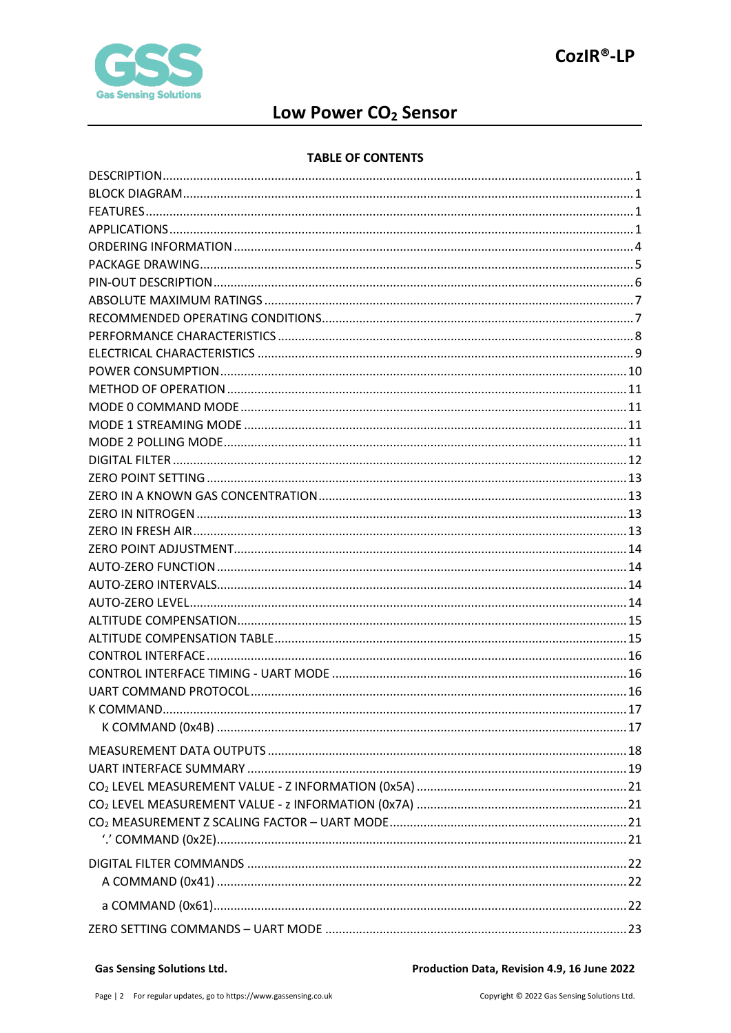# Low Power $CO_2$ Sensor

**TABLE OF CONTENTS**

DESCRIPTION .......... 1
BLOCK DIAGRAM .......... 1
FEATURES .......... 1
APPLICATIONS .......... 1
ORDERING INFORMATION .......... 4
PACKAGE DRAWING .......... 5
PIN-OUT DESCRIPTION .......... 6
ABSOLUTE MAXIMUM RATINGS .......... 7
RECOMMENDED OPERATING CONDITIONS .......... 7
PERFORMANCE CHARACTERISTICS .......... 8
ELECTRICAL CHARACTERISTICS .......... 9
POWER CONSUMPTION .......... 10
METHOD OF OPERATION .......... 11
MODE 0 COMMAND MODE .......... 11
MODE 1 STREAMING MODE .......... 11
MODE 2 POLLING MODE .......... 11
DIGITAL FILTER .......... 12
ZERO POINT SETTING .......... 13
ZERO IN A KNOWN GAS CONCENTRATION .......... 13
ZERO IN NITROGEN .......... 13
ZERO IN FRESH AIR .......... 13
ZERO POINT ADJUSTMENT .......... 14
AUTO-ZERO FUNCTION .......... 14
AUTO-ZERO INTERVALS .......... 14
AUTO-ZERO LEVEL .......... 14
ALTITUDE COMPENSATION .......... 15
ALTITUDE COMPENSATION TABLE .......... 15
CONTROL INTERFACE .......... 16
CONTROL INTERFACE TIMING - UART MODE .......... 16
UART COMMAND PROTOCOL .......... 16
K COMMAND .......... 17
  K COMMAND (0x4B) .......... 17
MEASUREMENT DATA OUTPUTS .......... 18
UART INTERFACE SUMMARY .......... 19
$CO_2$ LEVEL MEASUREMENT VALUE - Z INFORMATION (0x5A) .......... 21
$CO_2$ LEVEL MEASUREMENT VALUE - z INFORMATION (0x7A) .......... 21
$CO_2$ MEASUREMENT Z SCALING FACTOR – UART MODE .......... 21
  '.' COMMAND (0x2E) .......... 21
DIGITAL FILTER COMMANDS .......... 22
  A COMMAND (0x41) .......... 22
  a COMMAND (0x61) .......... 22
ZERO SETTING COMMANDS – UART MODE .......... 23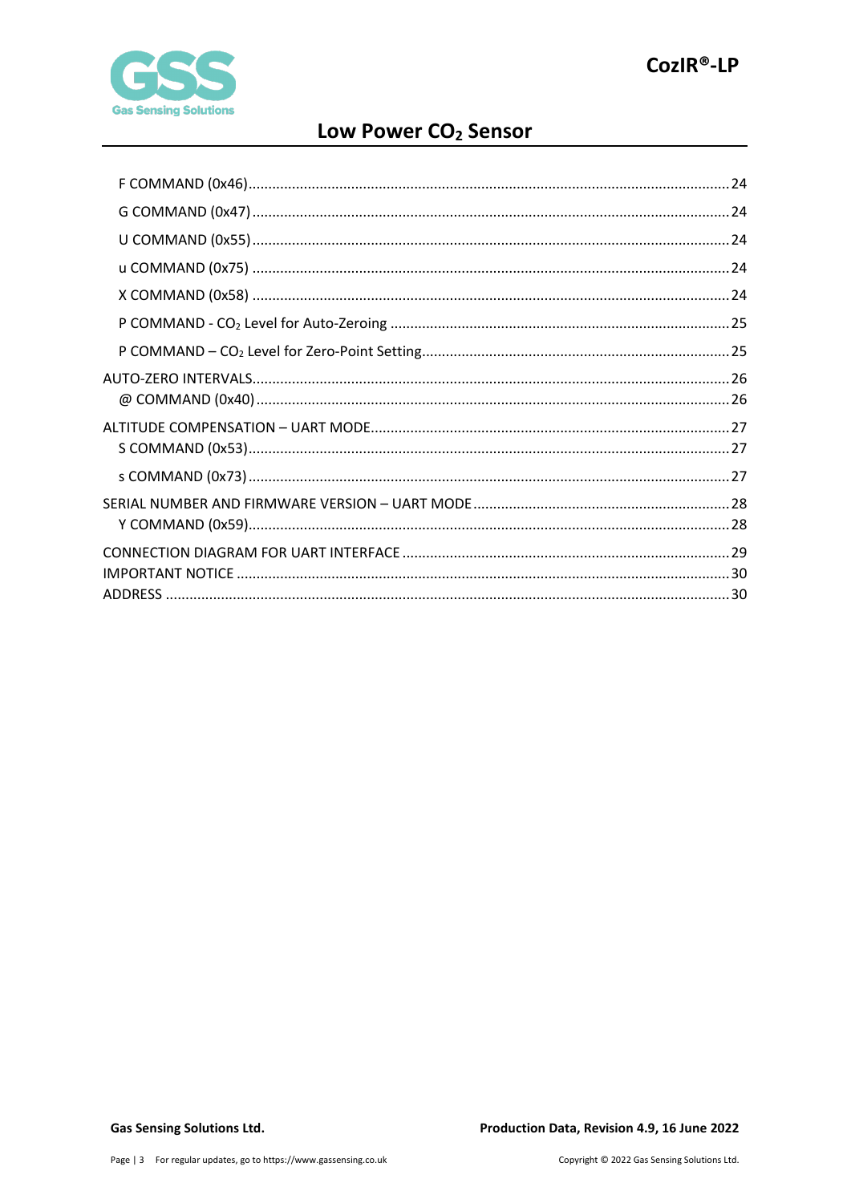F COMMAND (0x46) ........ 24

G COMMAND (0x47) ........ 24

U COMMAND (0x55) ........ 24

u COMMAND (0x75) ........ 24

X COMMAND (0x58) ........ 24

P COMMAND - $CO_2$ Level for Auto-Zeroing ........ 25

P COMMAND – $CO_2$ Level for Zero-Point Setting ........ 25

AUTO-ZERO INTERVALS ........ 26

@ COMMAND (0x40) ........ 26

ALTITUDE COMPENSATION – UART MODE ........ 27

S COMMAND (0x53) ........ 27

s COMMAND (0x73) ........ 27

SERIAL NUMBER AND FIRMWARE VERSION – UART MODE ........ 28

Y COMMAND (0x59) ........ 28

CONNECTION DIAGRAM FOR UART INTERFACE ........ 29

IMPORTANT NOTICE ........ 30

ADDRESS ........ 30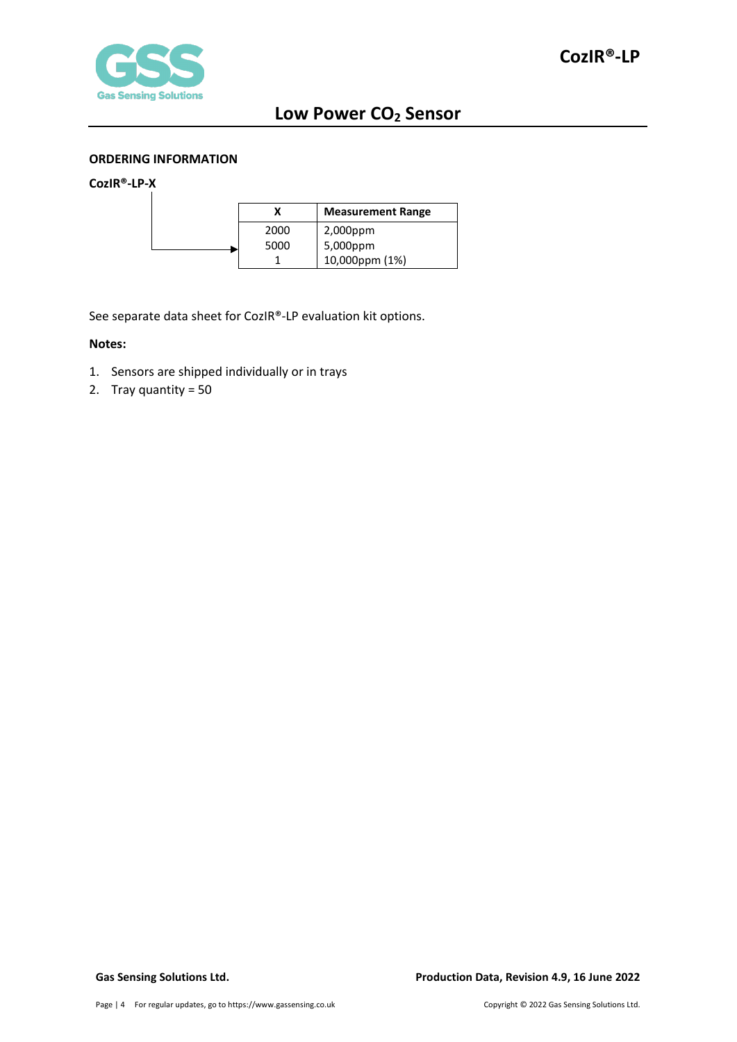## ORDERING INFORMATION

**CozIR®-LP-X**

| X | Measurement Range |
|---|---|
| 2000 | 2,000ppm |
| 5000 | 5,000ppm |
| 1 | 10,000ppm (1%) |

See separate data sheet for CozIR®-LP evaluation kit options.

**Notes:**

1. Sensors are shipped individually or in trays
2. Tray quantity = 50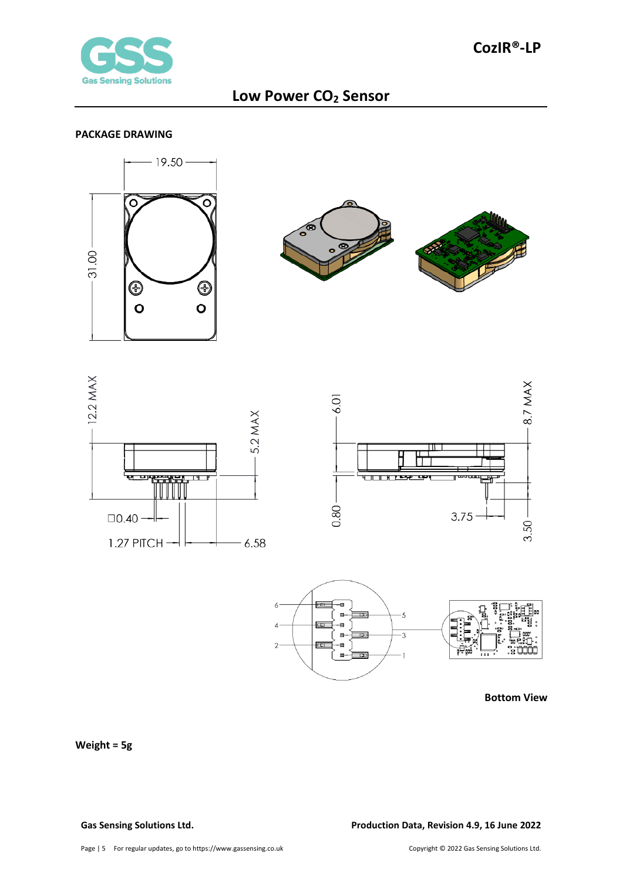# Low Power $CO_2$ Sensor

## PACKAGE DRAWING

19.50

31.00

12.2 MAX

5.2 MAX

□0.40

1.27 PITCH

6.58

6.01

8.7 MAX

0.80

3.75

3.50

6

4

2

5

3

1

**Bottom View**

**Weight = 5g**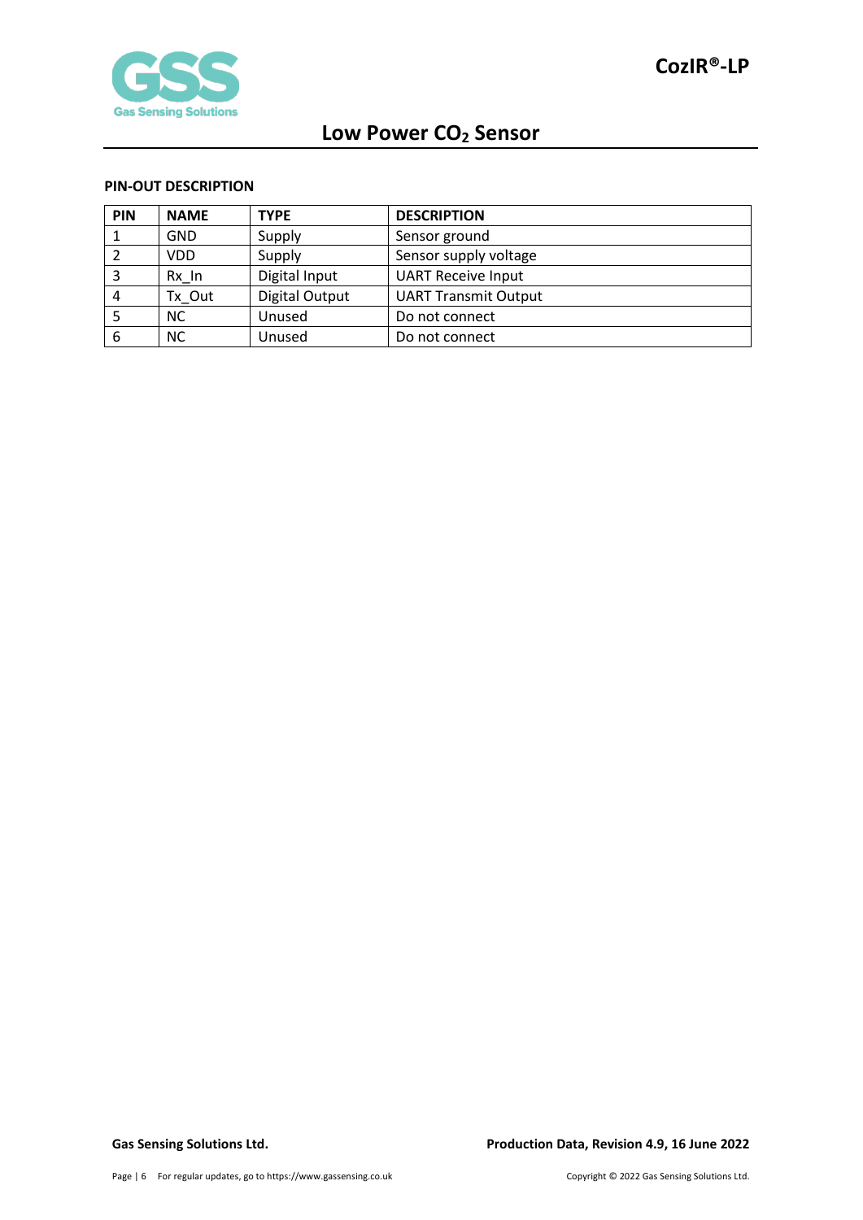**PIN-OUT DESCRIPTION**

| PIN | NAME | TYPE | DESCRIPTION |
|---|---|---|---|
| 1 | GND | Supply | Sensor ground |
| 2 | VDD | Supply | Sensor supply voltage |
| 3 | Rx_In | Digital Input | UART Receive Input |
| 4 | Tx_Out | Digital Output | UART Transmit Output |
| 5 | NC | Unused | Do not connect |
| 6 | NC | Unused | Do not connect |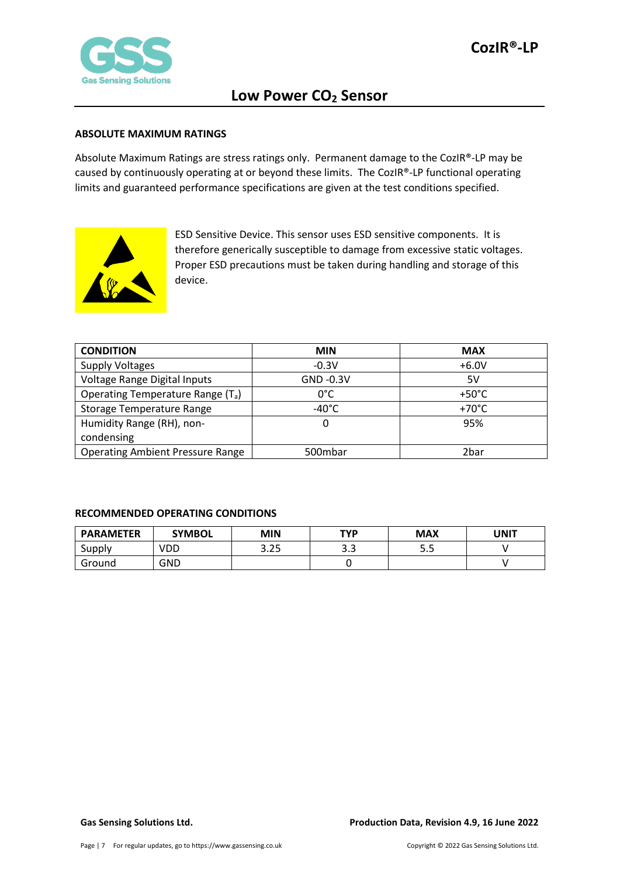## ABSOLUTE MAXIMUM RATINGS

Absolute Maximum Ratings are stress ratings only. Permanent damage to the CozIR®-LP may be caused by continuously operating at or beyond these limits. The CozIR®-LP functional operating limits and guaranteed performance specifications are given at the test conditions specified.

ESD Sensitive Device. This sensor uses ESD sensitive components. It is therefore generically susceptible to damage from excessive static voltages. Proper ESD precautions must be taken during handling and storage of this device.

| CONDITION | MIN | MAX |
|---|---|---|
| Supply Voltages | -0.3V | +6.0V |
| Voltage Range Digital Inputs | GND -0.3V | 5V |
| Operating Temperature Range ($T_a$) | 0°C | +50°C |
| Storage Temperature Range | -40°C | +70°C |
| Humidity Range (RH), non-condensing | 0 | 95% |
| Operating Ambient Pressure Range | 500mbar | 2bar |

## RECOMMENDED OPERATING CONDITIONS

| PARAMETER | SYMBOL | MIN | TYP | MAX | UNIT |
|---|---|---|---|---|---|
| Supply | VDD | 3.25 | 3.3 | 5.5 | V |
| Ground | GND | | 0 | | V |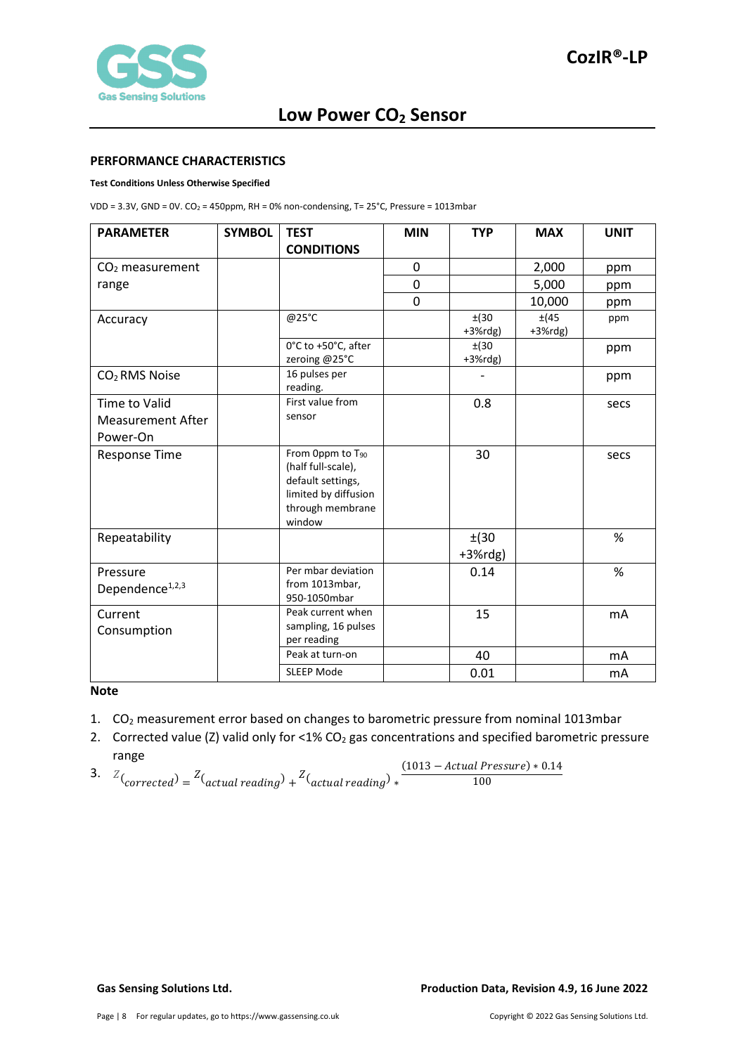# CozIR®-LP

## Low Power $CO_2$ Sensor

### PERFORMANCE CHARACTERISTICS

**Test Conditions Unless Otherwise Specified**

VDD = 3.3V, GND = 0V. $CO_2$ = 450ppm, RH = 0% non-condensing, T= 25°C, Pressure = 1013mbar

| PARAMETER | SYMBOL | TEST CONDITIONS | MIN | TYP | MAX | UNIT |
|---|---|---|---|---|---|---|
| $CO_2$ measurement range | | | 0 | | 2,000 | ppm |
| | | | 0 | | 5,000 | ppm |
| | | | 0 | | 10,000 | ppm |
| Accuracy | | @25°C | | ±(30 +3%rdg) | ±(45 +3%rdg) | ppm |
| | | 0°C to +50°C, after zeroing @25°C | | ±(30 +3%rdg) | | ppm |
| $CO_2$ RMS Noise | | 16 pulses per reading. | | - | | ppm |
| Time to Valid Measurement After Power-On | | First value from sensor | | 0.8 | | secs |
| Response Time | | From 0ppm to $T_{90}$ (half full-scale), default settings, limited by diffusion through membrane window | | 30 | | secs |
| Repeatability | | | | ±(30 +3%rdg) | | % |
| Pressure Dependence[1,2,3] | | Per mbar deviation from 1013mbar, 950-1050mbar | | 0.14 | | % |
| Current Consumption | | Peak current when sampling, 16 pulses per reading | | 15 | | mA |
| | | Peak at turn-on | | 40 | | mA |
| | | SLEEP Mode | | 0.01 | | mA |

**Note**

1. $CO_2$ measurement error based on changes to barometric pressure from nominal 1013mbar
2. Corrected value (Z) valid only for <1% $CO_2$ gas concentrations and specified barometric pressure range
3. $Z(corrected) = Z(actual\ reading) + Z(actual\ reading) * \frac{(1013 - Actual\ Pressure) * 0.14}{100}$

**Gas Sensing Solutions Ltd.** **Production Data, Revision 4.9, 16 June 2022**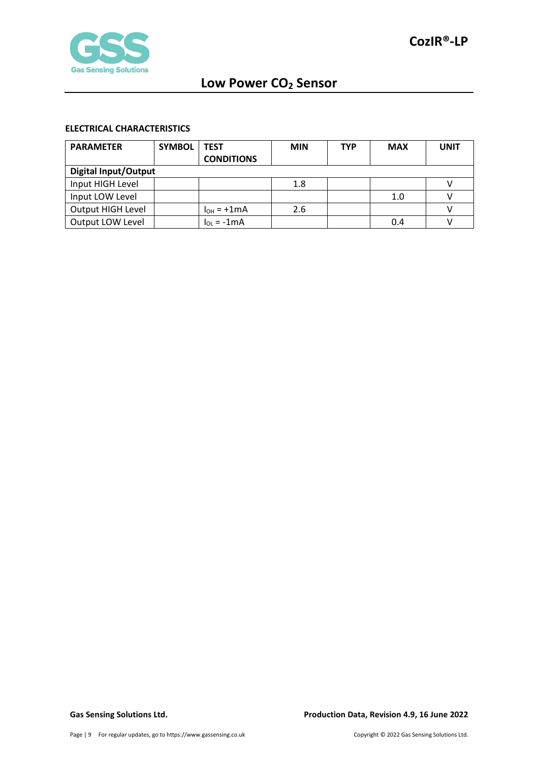### ELECTRICAL CHARACTERISTICS

| PARAMETER | SYMBOL | TEST CONDITIONS | MIN | TYP | MAX | UNIT |
|---|---|---|---|---|---|---|
| **Digital Input/Output** | | | | | | |
| Input HIGH Level | | | 1.8 | | | V |
| Input LOW Level | | | | | 1.0 | V |
| Output HIGH Level | | $I_{OH}$ = +1mA | 2.6 | | | V |
| Output LOW Level | | $I_{OL}$ = -1mA | | | 0.4 | V |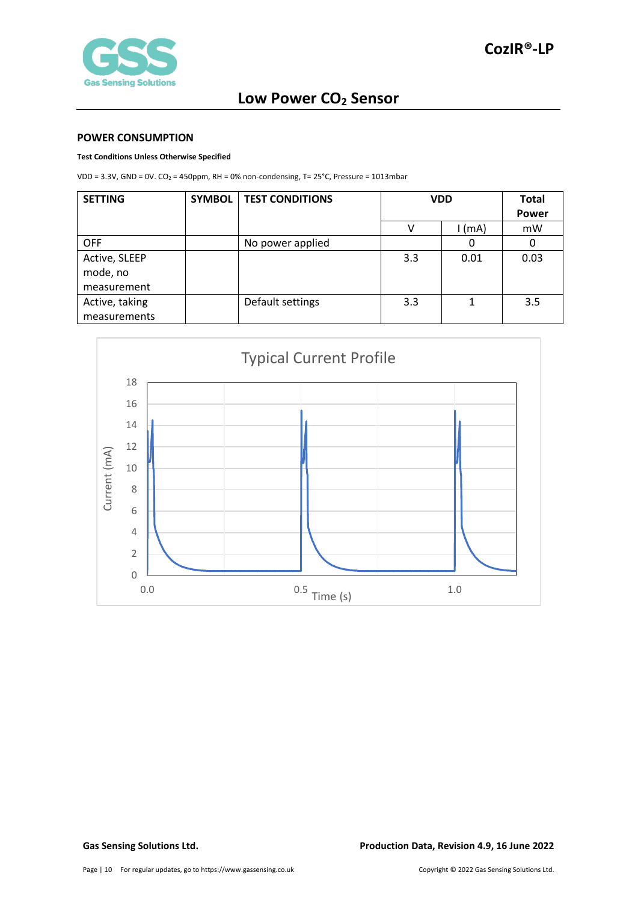## POWER CONSUMPTION

**Test Conditions Unless Otherwise Specified**

VDD = 3.3V, GND = 0V. $CO_2$ = 450ppm, RH = 0% non-condensing, T= 25°C, Pressure = 1013mbar

| SETTING | SYMBOL | TEST CONDITIONS | VDD | | Total Power |
|---|---|---|---|---|---|
| | | | V | I (mA) | mW |
| OFF | | No power applied | | 0 | 0 |
| Active, SLEEP mode, no measurement | | | 3.3 | 0.01 | 0.03 |
| Active, taking measurements | | Default settings | 3.3 | 1 | 3.5 |

Typical Current Profile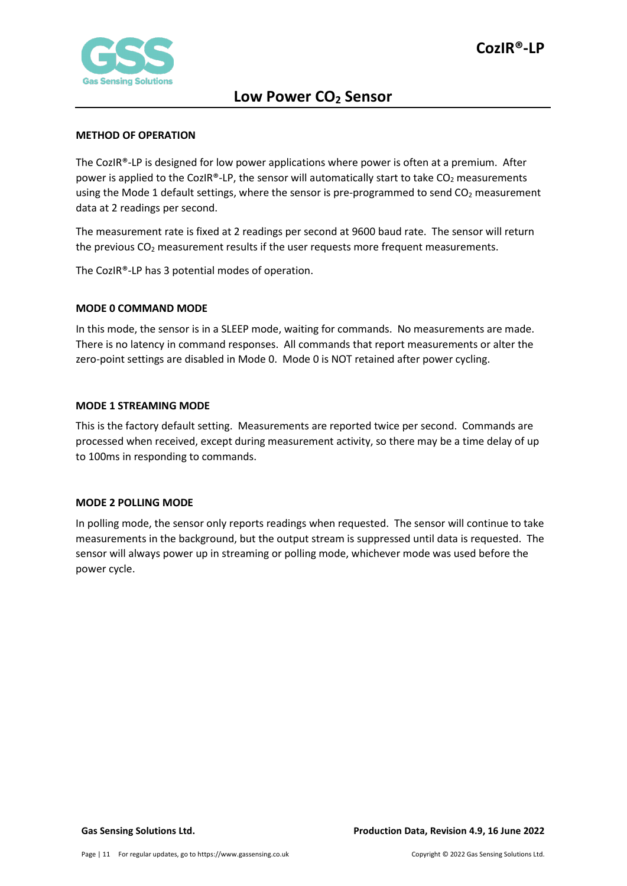## METHOD OF OPERATION

The CozIR®-LP is designed for low power applications where power is often at a premium. After power is applied to the CozIR®-LP, the sensor will automatically start to take $CO_2$ measurements using the Mode 1 default settings, where the sensor is pre-programmed to send $CO_2$ measurement data at 2 readings per second.

The measurement rate is fixed at 2 readings per second at 9600 baud rate. The sensor will return the previous $CO_2$ measurement results if the user requests more frequent measurements.

The CozIR®-LP has 3 potential modes of operation.

## MODE 0 COMMAND MODE

In this mode, the sensor is in a SLEEP mode, waiting for commands. No measurements are made. There is no latency in command responses. All commands that report measurements or alter the zero-point settings are disabled in Mode 0. Mode 0 is NOT retained after power cycling.

## MODE 1 STREAMING MODE

This is the factory default setting. Measurements are reported twice per second. Commands are processed when received, except during measurement activity, so there may be a time delay of up to 100ms in responding to commands.

## MODE 2 POLLING MODE

In polling mode, the sensor only reports readings when requested. The sensor will continue to take measurements in the background, but the output stream is suppressed until data is requested. The sensor will always power up in streaming or polling mode, whichever mode was used before the power cycle.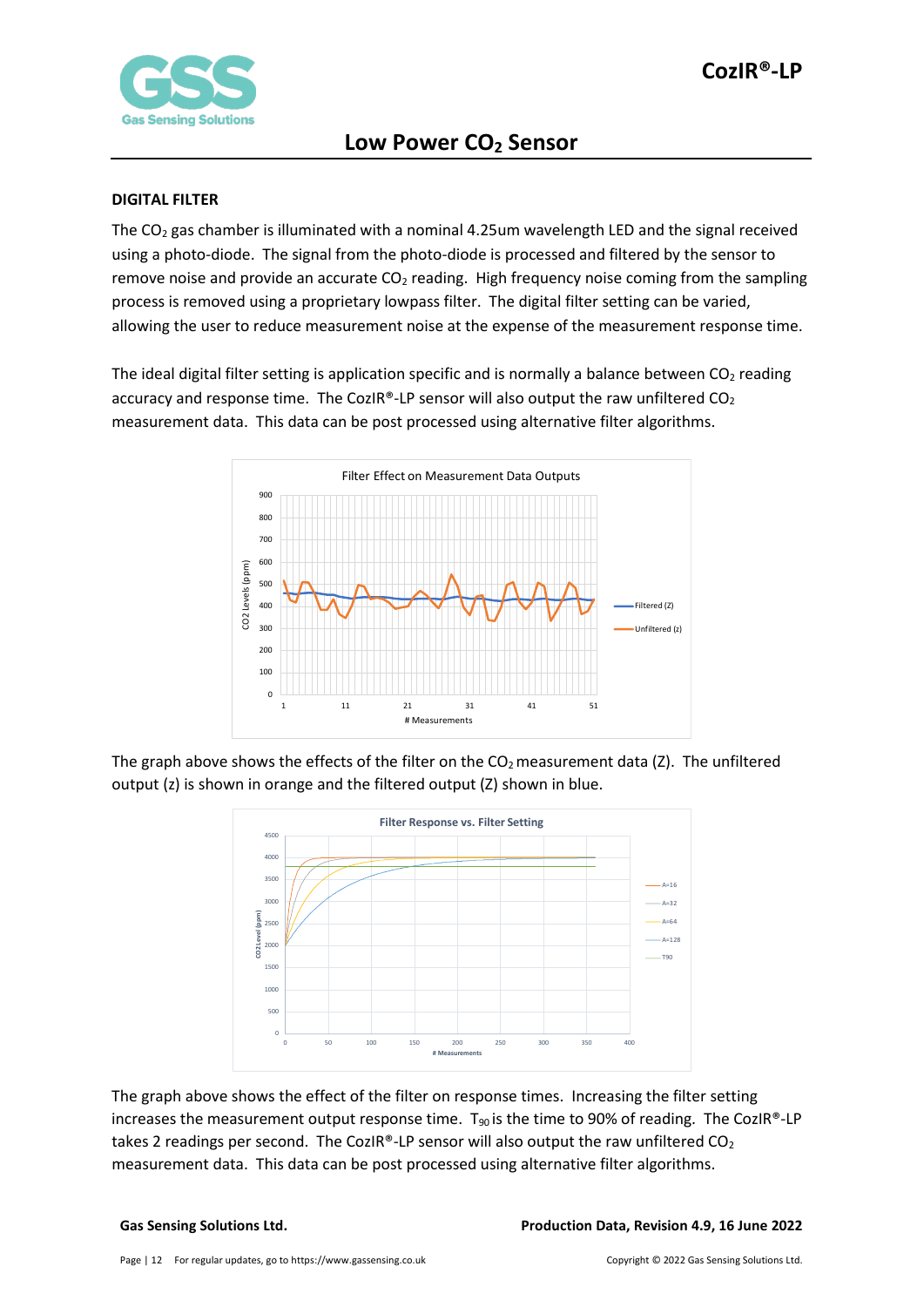## DIGITAL FILTER

The $CO_2$ gas chamber is illuminated with a nominal 4.25um wavelength LED and the signal received using a photo-diode. The signal from the photo-diode is processed and filtered by the sensor to remove noise and provide an accurate $CO_2$ reading. High frequency noise coming from the sampling process is removed using a proprietary lowpass filter. The digital filter setting can be varied, allowing the user to reduce measurement noise at the expense of the measurement response time.

The ideal digital filter setting is application specific and is normally a balance between $CO_2$ reading accuracy and response time. The CozIR®-LP sensor will also output the raw unfiltered $CO_2$ measurement data. This data can be post processed using alternative filter algorithms.

The graph above shows the effects of the filter on the $CO_2$ measurement data (Z). The unfiltered output (z) is shown in orange and the filtered output (Z) shown in blue.

The graph above shows the effect of the filter on response times. Increasing the filter setting increases the measurement output response time. $T_{90}$ is the time to 90% of reading. The CozIR®-LP takes 2 readings per second. The CozIR®-LP sensor will also output the raw unfiltered $CO_2$ measurement data. This data can be post processed using alternative filter algorithms.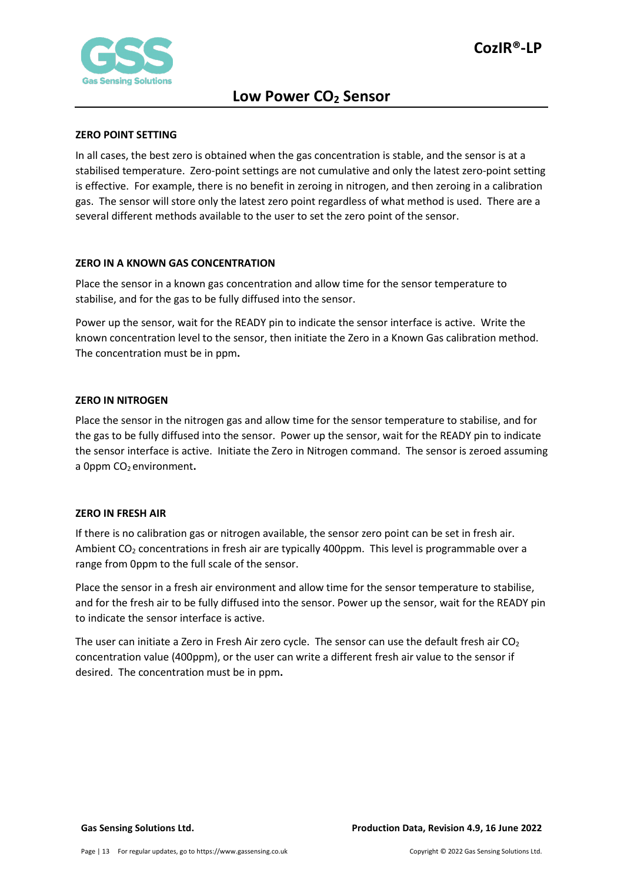## ZERO POINT SETTING

In all cases, the best zero is obtained when the gas concentration is stable, and the sensor is at a stabilised temperature. Zero-point settings are not cumulative and only the latest zero-point setting is effective. For example, there is no benefit in zeroing in nitrogen, and then zeroing in a calibration gas. The sensor will store only the latest zero point regardless of what method is used. There are a several different methods available to the user to set the zero point of the sensor.

## ZERO IN A KNOWN GAS CONCENTRATION

Place the sensor in a known gas concentration and allow time for the sensor temperature to stabilise, and for the gas to be fully diffused into the sensor.

Power up the sensor, wait for the READY pin to indicate the sensor interface is active. Write the known concentration level to the sensor, then initiate the Zero in a Known Gas calibration method. The concentration must be in ppm**.**

## ZERO IN NITROGEN

Place the sensor in the nitrogen gas and allow time for the sensor temperature to stabilise, and for the gas to be fully diffused into the sensor. Power up the sensor, wait for the READY pin to indicate the sensor interface is active. Initiate the Zero in Nitrogen command. The sensor is zeroed assuming a 0ppm $CO_2$ environment**.**

## ZERO IN FRESH AIR

If there is no calibration gas or nitrogen available, the sensor zero point can be set in fresh air. Ambient $CO_2$ concentrations in fresh air are typically 400ppm. This level is programmable over a range from 0ppm to the full scale of the sensor.

Place the sensor in a fresh air environment and allow time for the sensor temperature to stabilise, and for the fresh air to be fully diffused into the sensor. Power up the sensor, wait for the READY pin to indicate the sensor interface is active.

The user can initiate a Zero in Fresh Air zero cycle. The sensor can use the default fresh air $CO_2$ concentration value (400ppm), or the user can write a different fresh air value to the sensor if desired. The concentration must be in ppm**.**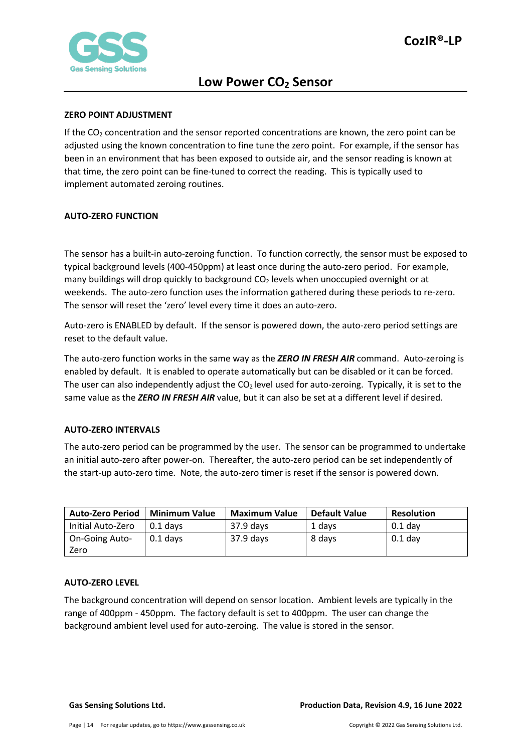## ZERO POINT ADJUSTMENT

If the $CO_2$ concentration and the sensor reported concentrations are known, the zero point can be adjusted using the known concentration to fine tune the zero point. For example, if the sensor has been in an environment that has been exposed to outside air, and the sensor reading is known at that time, the zero point can be fine-tuned to correct the reading. This is typically used to implement automated zeroing routines.

## AUTO-ZERO FUNCTION

The sensor has a built-in auto-zeroing function. To function correctly, the sensor must be exposed to typical background levels (400-450ppm) at least once during the auto-zero period. For example, many buildings will drop quickly to background $CO_2$ levels when unoccupied overnight or at weekends. The auto-zero function uses the information gathered during these periods to re-zero. The sensor will reset the 'zero' level every time it does an auto-zero.

Auto-zero is ENABLED by default. If the sensor is powered down, the auto-zero period settings are reset to the default value.

The auto-zero function works in the same way as the ***ZERO IN FRESH AIR*** command. Auto-zeroing is enabled by default. It is enabled to operate automatically but can be disabled or it can be forced. The user can also independently adjust the $CO_2$ level used for auto-zeroing. Typically, it is set to the same value as the ***ZERO IN FRESH AIR*** value, but it can also be set at a different level if desired.

## AUTO-ZERO INTERVALS

The auto-zero period can be programmed by the user. The sensor can be programmed to undertake an initial auto-zero after power-on. Thereafter, the auto-zero period can be set independently of the start-up auto-zero time. Note, the auto-zero timer is reset if the sensor is powered down.

| Auto-Zero Period | Minimum Value | Maximum Value | Default Value | Resolution |
|---|---|---|---|---|
| Initial Auto-Zero | 0.1 days | 37.9 days | 1 days | 0.1 day |
| On-Going Auto-Zero | 0.1 days | 37.9 days | 8 days | 0.1 day |

## AUTO-ZERO LEVEL

The background concentration will depend on sensor location. Ambient levels are typically in the range of 400ppm - 450ppm. The factory default is set to 400ppm. The user can change the background ambient level used for auto-zeroing. The value is stored in the sensor.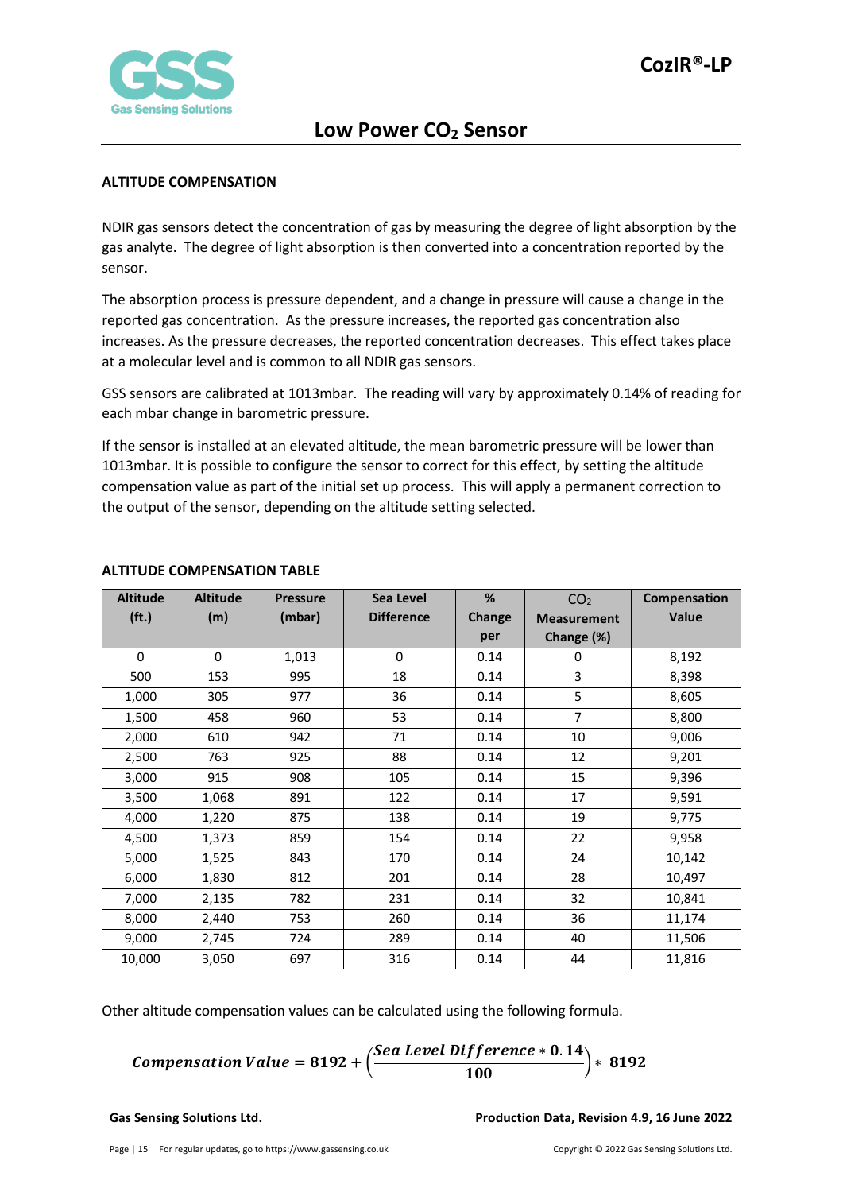### ALTITUDE COMPENSATION

NDIR gas sensors detect the concentration of gas by measuring the degree of light absorption by the gas analyte. The degree of light absorption is then converted into a concentration reported by the sensor.

The absorption process is pressure dependent, and a change in pressure will cause a change in the reported gas concentration. As the pressure increases, the reported gas concentration also increases. As the pressure decreases, the reported concentration decreases. This effect takes place at a molecular level and is common to all NDIR gas sensors.

GSS sensors are calibrated at 1013mbar. The reading will vary by approximately 0.14% of reading for each mbar change in barometric pressure.

If the sensor is installed at an elevated altitude, the mean barometric pressure will be lower than 1013mbar. It is possible to configure the sensor to correct for this effect, by setting the altitude compensation value as part of the initial set up process. This will apply a permanent correction to the output of the sensor, depending on the altitude setting selected.

### ALTITUDE COMPENSATION TABLE

| Altitude (ft.) | Altitude (m) | Pressure (mbar) | Sea Level Difference | % Change per | $CO_2$ Measurement Change (%) | Compensation Value |
|---|---|---|---|---|---|---|
| 0 | 0 | 1,013 | 0 | 0.14 | 0 | 8,192 |
| 500 | 153 | 995 | 18 | 0.14 | 3 | 8,398 |
| 1,000 | 305 | 977 | 36 | 0.14 | 5 | 8,605 |
| 1,500 | 458 | 960 | 53 | 0.14 | 7 | 8,800 |
| 2,000 | 610 | 942 | 71 | 0.14 | 10 | 9,006 |
| 2,500 | 763 | 925 | 88 | 0.14 | 12 | 9,201 |
| 3,000 | 915 | 908 | 105 | 0.14 | 15 | 9,396 |
| 3,500 | 1,068 | 891 | 122 | 0.14 | 17 | 9,591 |
| 4,000 | 1,220 | 875 | 138 | 0.14 | 19 | 9,775 |
| 4,500 | 1,373 | 859 | 154 | 0.14 | 22 | 9,958 |
| 5,000 | 1,525 | 843 | 170 | 0.14 | 24 | 10,142 |
| 6,000 | 1,830 | 812 | 201 | 0.14 | 28 | 10,497 |
| 7,000 | 2,135 | 782 | 231 | 0.14 | 32 | 10,841 |
| 8,000 | 2,440 | 753 | 260 | 0.14 | 36 | 11,174 |
| 9,000 | 2,745 | 724 | 289 | 0.14 | 40 | 11,506 |
| 10,000 | 3,050 | 697 | 316 | 0.14 | 44 | 11,816 |

Other altitude compensation values can be calculated using the following formula.

$$\boldsymbol{Compensation\ Value = 8192 + \left(\frac{Sea\ Level\ Difference * 0.14}{100}\right) * 8192}$$

**Gas Sensing Solutions Ltd.** **Production Data, Revision 4.9, 16 June 2022**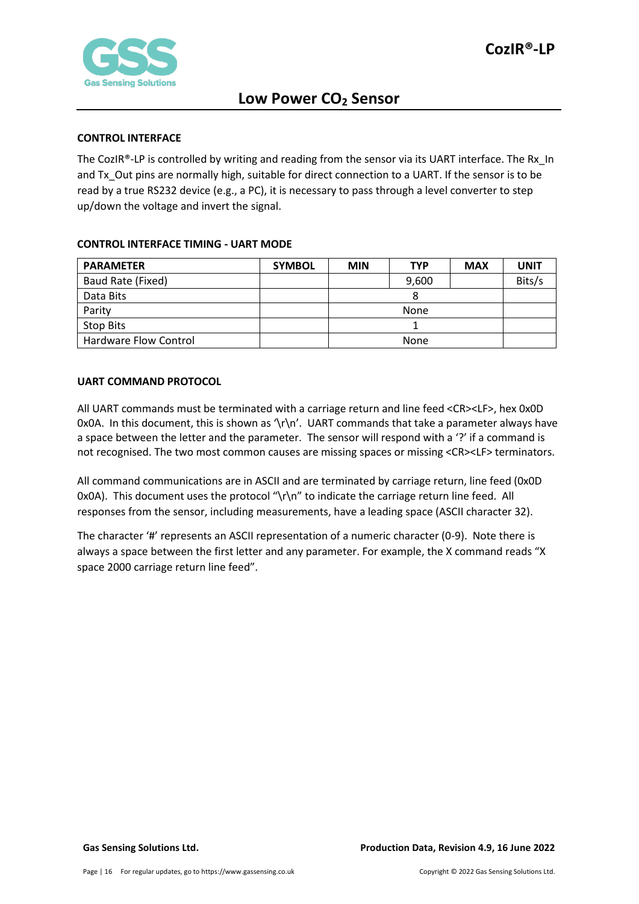## CONTROL INTERFACE

The CozIR®-LP is controlled by writing and reading from the sensor via its UART interface. The Rx_In and Tx_Out pins are normally high, suitable for direct connection to a UART. If the sensor is to be read by a true RS232 device (e.g., a PC), it is necessary to pass through a level converter to step up/down the voltage and invert the signal.

## CONTROL INTERFACE TIMING - UART MODE

| PARAMETER | SYMBOL | MIN | TYP | MAX | UNIT |
|---|---|---|---|---|---|
| Baud Rate (Fixed) | | | 9,600 | | Bits/s |
| Data Bits | | | 8 | | |
| Parity | | | None | | |
| Stop Bits | | | 1 | | |
| Hardware Flow Control | | | None | | |

## UART COMMAND PROTOCOL

All UART commands must be terminated with a carriage return and line feed <CR><LF>, hex 0x0D 0x0A. In this document, this is shown as '\r\n'. UART commands that take a parameter always have a space between the letter and the parameter. The sensor will respond with a '?' if a command is not recognised. The two most common causes are missing spaces or missing <CR><LF> terminators.

All command communications are in ASCII and are terminated by carriage return, line feed (0x0D 0x0A). This document uses the protocol "\r\n" to indicate the carriage return line feed. All responses from the sensor, including measurements, have a leading space (ASCII character 32).

The character '#' represents an ASCII representation of a numeric character (0-9). Note there is always a space between the first letter and any parameter. For example, the X command reads "X space 2000 carriage return line feed".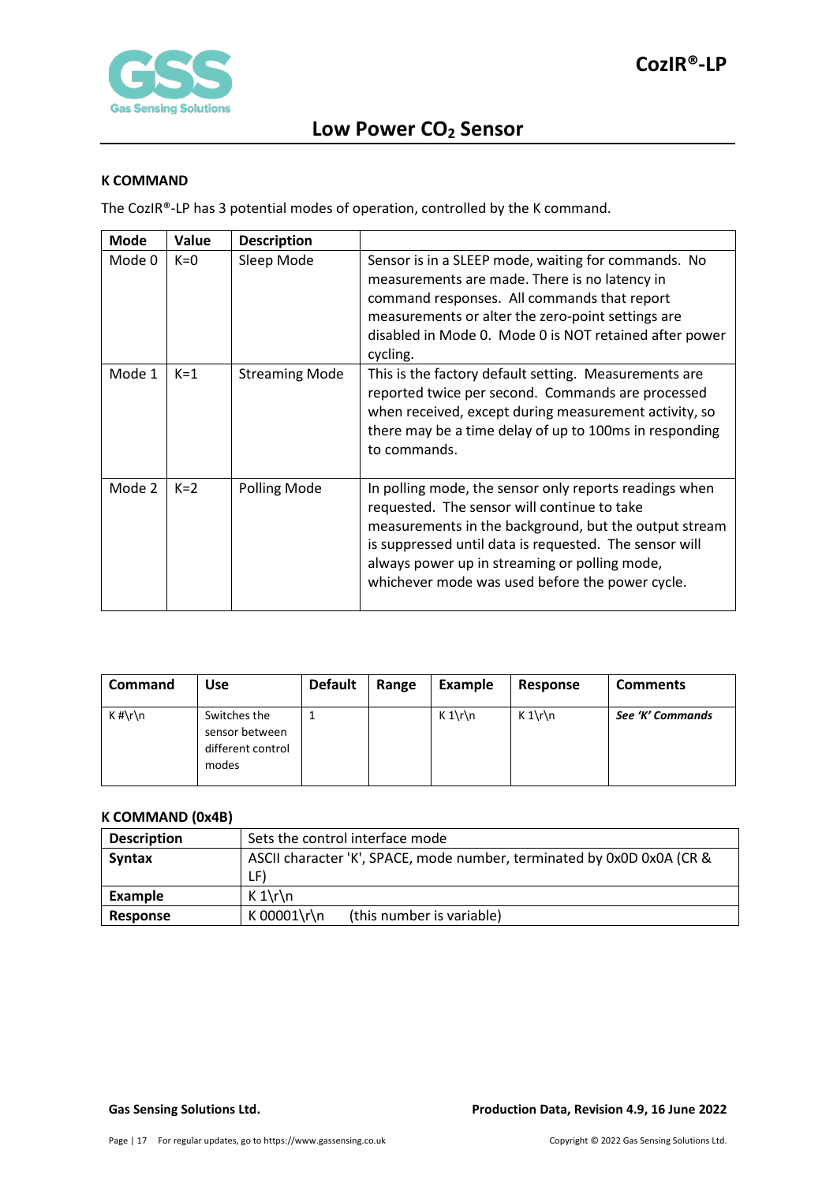### K COMMAND

The CozIR®-LP has 3 potential modes of operation, controlled by the K command.

| Mode | Value | Description | |
|---|---|---|---|
| Mode 0 | K=0 | Sleep Mode | Sensor is in a SLEEP mode, waiting for commands. No measurements are made. There is no latency in command responses. All commands that report measurements or alter the zero-point settings are disabled in Mode 0. Mode 0 is NOT retained after power cycling. |
| Mode 1 | K=1 | Streaming Mode | This is the factory default setting. Measurements are reported twice per second. Commands are processed when received, except during measurement activity, so there may be a time delay of up to 100ms in responding to commands. |
| Mode 2 | K=2 | Polling Mode | In polling mode, the sensor only reports readings when requested. The sensor will continue to take measurements in the background, but the output stream is suppressed until data is requested. The sensor will always power up in streaming or polling mode, whichever mode was used before the power cycle. |

| Command | Use | Default | Range | Example | Response | Comments |
|---|---|---|---|---|---|---|
| K #\r\n | Switches the sensor between different control modes | 1 | | K 1\r\n | K 1\r\n | ***See 'K' Commands*** |

### K COMMAND (0x4B)

| | |
|---|---|
| **Description** | Sets the control interface mode |
| **Syntax** | ASCII character 'K', SPACE, mode number, terminated by 0x0D 0x0A (CR & LF) |
| **Example** | K 1\r\n |
| **Response** | K 00001\r\n (this number is variable) |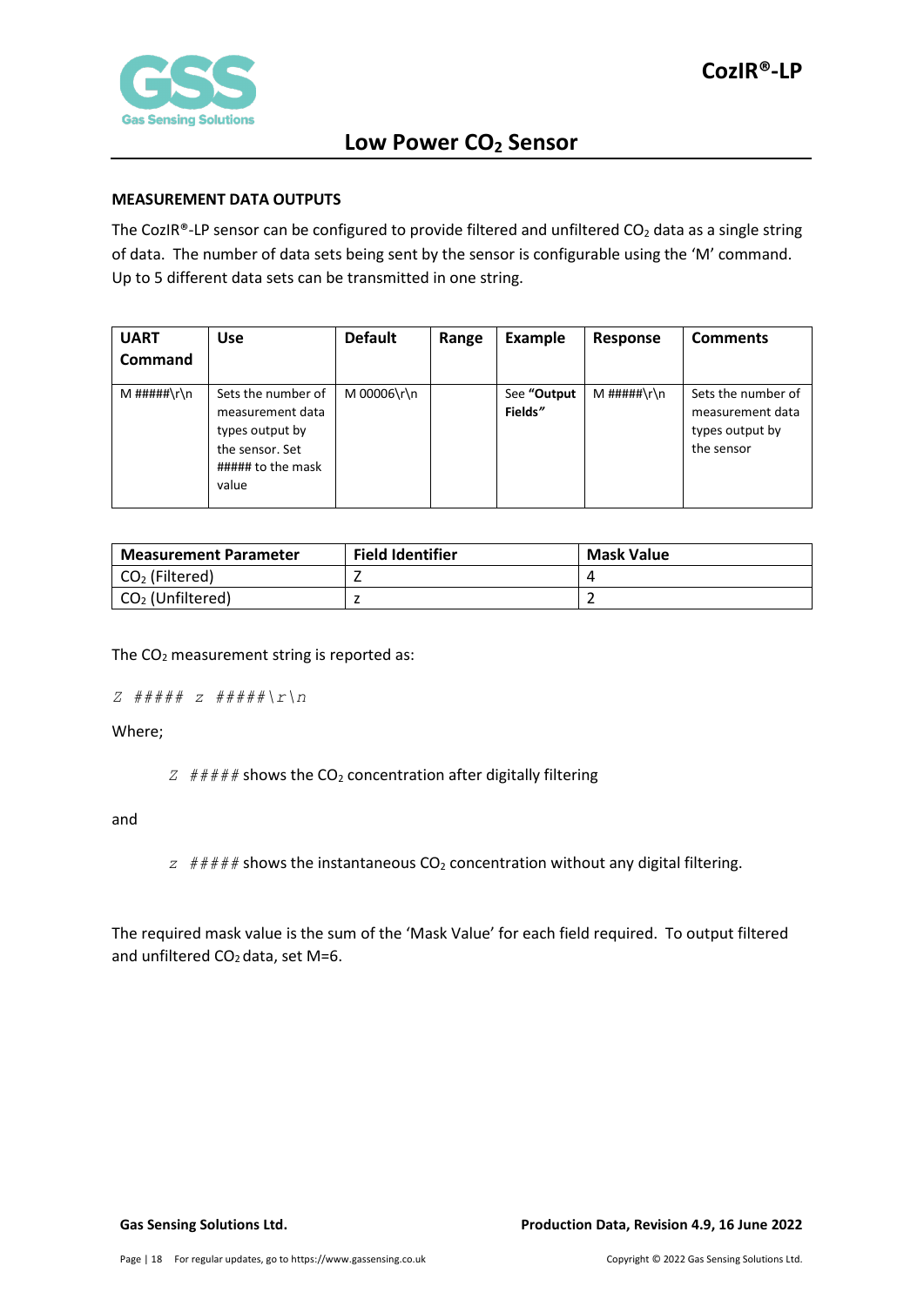### MEASUREMENT DATA OUTPUTS

The CozIR®-LP sensor can be configured to provide filtered and unfiltered $CO_2$ data as a single string of data. The number of data sets being sent by the sensor is configurable using the 'M' command. Up to 5 different data sets can be transmitted in one string.

| UART Command | Use | Default | Range | Example | Response | Comments |
|---|---|---|---|---|---|---|
| M #####\r\n | Sets the number of measurement data types output by the sensor. Set ##### to the mask value | M 00006\r\n | | See **"Output Fields"** | M #####\r\n | Sets the number of measurement data types output by the sensor |

| Measurement Parameter | Field Identifier | Mask Value |
|---|---|---|
| $CO_2$ (Filtered) | Z | 4 |
| $CO_2$ (Unfiltered) | z | 2 |

The $CO_2$ measurement string is reported as:

*Z ##### z #####\r\n*

Where;

> *Z #####* shows the $CO_2$ concentration after digitally filtering

and

> *z #####* shows the instantaneous $CO_2$ concentration without any digital filtering.

The required mask value is the sum of the 'Mask Value' for each field required. To output filtered and unfiltered $CO_2$ data, set M=6.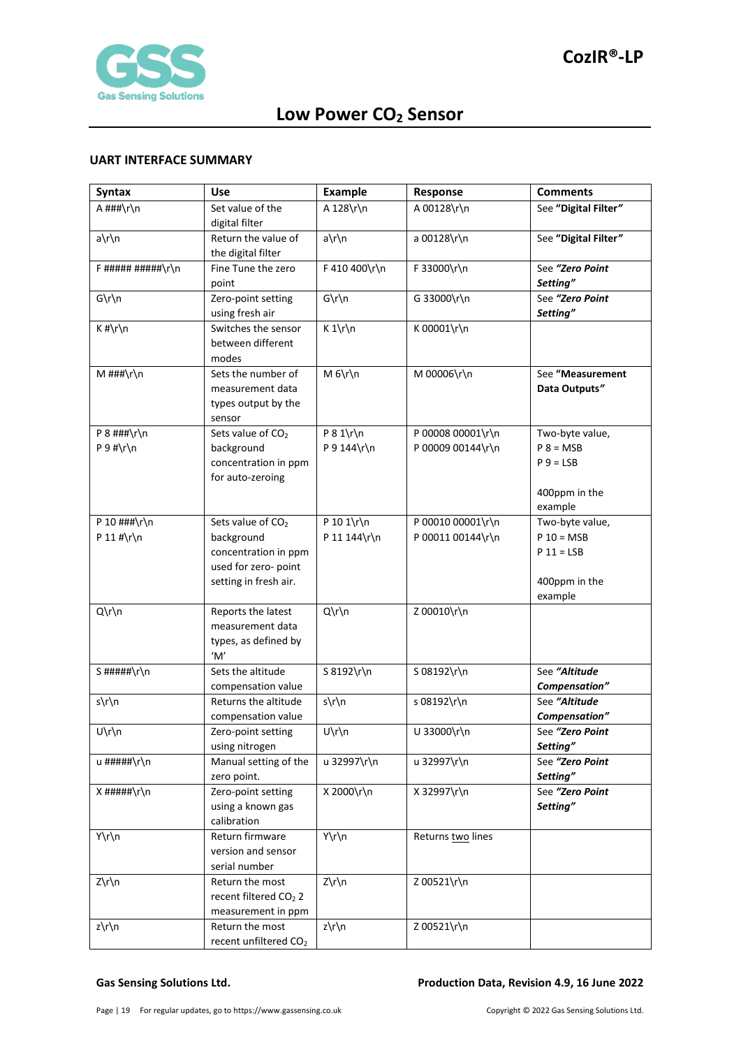## UART INTERFACE SUMMARY

| Syntax | Use | Example | Response | Comments |
|---|---|---|---|---|
| A ###\r\n | Set value of the digital filter | A 128\r\n | A 00128\r\n | See **"Digital Filter"** |
| a\r\n | Return the value of the digital filter | a\r\n | a 00128\r\n | See **"Digital Filter"** |
| F ##### #####\r\n | Fine Tune the zero point | F 410 400\r\n | F 33000\r\n | See ***"Zero Point Setting"*** |
| G\r\n | Zero-point setting using fresh air | G\r\n | G 33000\r\n | See ***"Zero Point Setting"*** |
| K #\r\n | Switches the sensor between different modes | K 1\r\n | K 00001\r\n | |
| M ###\r\n | Sets the number of measurement data types output by the sensor | M 6\r\n | M 00006\r\n | See **"Measurement Data Outputs"** |
| P 8 ###\r\n<br>P 9 #\r\n | Sets value of $CO_2$ background concentration in ppm for auto-zeroing | P 8 1\r\n<br>P 9 144\r\n | P 00008 00001\r\n<br>P 00009 00144\r\n | Two-byte value,<br>P 8 = MSB<br>P 9 = LSB<br><br>400ppm in the example |
| P 10 ###\r\n<br>P 11 #\r\n | Sets value of $CO_2$ background concentration in ppm used for zero- point setting in fresh air. | P 10 1\r\n<br>P 11 144\r\n | P 00010 00001\r\n<br>P 00011 00144\r\n | Two-byte value,<br>P 10 = MSB<br>P 11 = LSB<br><br>400ppm in the example |
| Q\r\n | Reports the latest measurement data types, as defined by 'M' | Q\r\n | Z 00010\r\n | |
| S #####\r\n | Sets the altitude compensation value | S 8192\r\n | S 08192\r\n | See ***"Altitude Compensation"*** |
| s\r\n | Returns the altitude compensation value | s\r\n | s 08192\r\n | See ***"Altitude Compensation"*** |
| U\r\n | Zero-point setting using nitrogen | U\r\n | U 33000\r\n | See ***"Zero Point Setting"*** |
| u #####\r\n | Manual setting of the zero point. | u 32997\r\n | u 32997\r\n | See ***"Zero Point Setting"*** |
| X #####\r\n | Zero-point setting using a known gas calibration | X 2000\r\n | X 32997\r\n | See ***"Zero Point Setting"*** |
| Y\r\n | Return firmware version and sensor serial number | Y\r\n | Returns <u>two</u> lines | |
| Z\r\n | Return the most recent filtered $CO_2$ 2 measurement in ppm | Z\r\n | Z 00521\r\n | |
| z\r\n | Return the most recent unfiltered $CO_2$ | z\r\n | Z 00521\r\n | |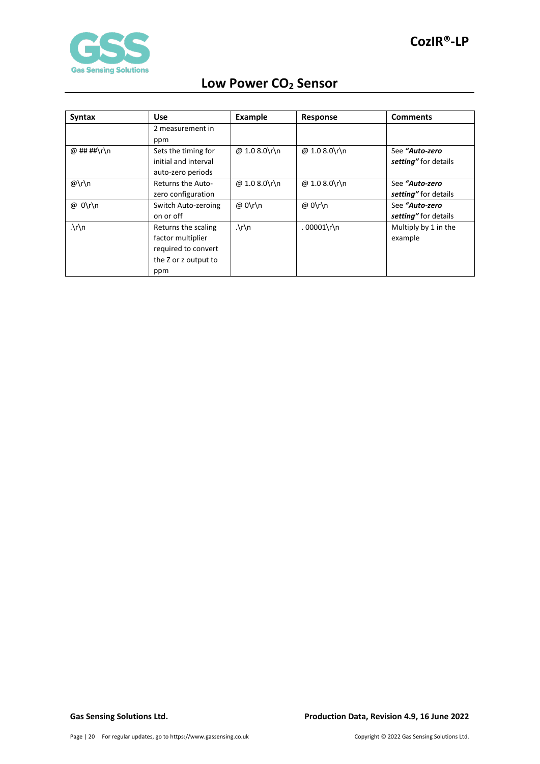| Syntax | Use | Example | Response | Comments |
|---|---|---|---|---|
| | 2 measurement in ppm | | | |
| @ ## ##\r\n | Sets the timing for initial and interval auto-zero periods | @ 1.0 8.0\r\n | @ 1.0 8.0\r\n | See ***"Auto-zero setting"*** for details |
| @\r\n | Returns the Auto-zero configuration | @ 1.0 8.0\r\n | @ 1.0 8.0\r\n | See ***"Auto-zero setting"*** for details |
| @ 0\r\n | Switch Auto-zeroing on or off | @ 0\r\n | @ 0\r\n | See ***"Auto-zero setting"*** for details |
| .\r\n | Returns the scaling factor multiplier required to convert the Z or z output to ppm | .\r\n | . 00001\r\n | Multiply by 1 in the example |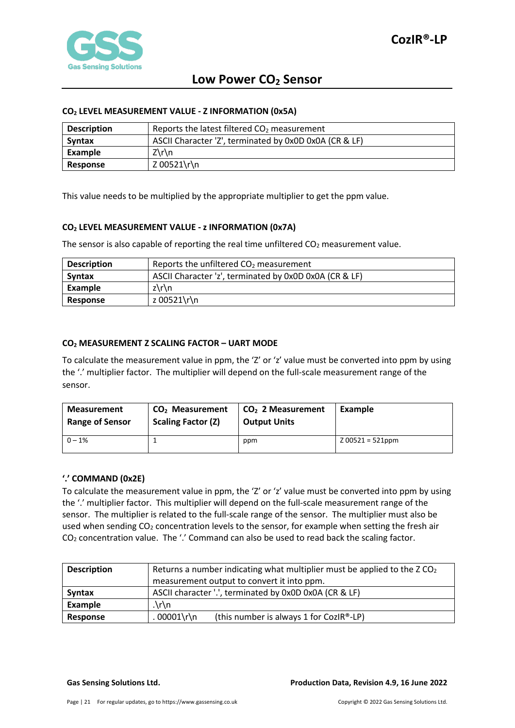### $CO_2$ LEVEL MEASUREMENT VALUE - Z INFORMATION (0x5A)

| **Description** | Reports the latest filtered $CO_2$ measurement |
|---|---|
| **Syntax** | ASCII Character 'Z', terminated by 0x0D 0x0A (CR & LF) |
| **Example** | Z\r\n |
| **Response** | Z 00521\r\n |

This value needs to be multiplied by the appropriate multiplier to get the ppm value.

### $CO_2$ LEVEL MEASUREMENT VALUE - z INFORMATION (0x7A)

The sensor is also capable of reporting the real time unfiltered $CO_2$ measurement value.

| **Description** | Reports the unfiltered $CO_2$ measurement |
|---|---|
| **Syntax** | ASCII Character 'z', terminated by 0x0D 0x0A (CR & LF) |
| **Example** | z\r\n |
| **Response** | z 00521\r\n |

### $CO_2$ MEASUREMENT Z SCALING FACTOR – UART MODE

To calculate the measurement value in ppm, the 'Z' or 'z' value must be converted into ppm by using the '.' multiplier factor. The multiplier will depend on the full-scale measurement range of the sensor.

| Measurement Range of Sensor | $CO_2$ Measurement Scaling Factor (Z) | $CO_2$ 2 Measurement Output Units | Example |
|---|---|---|---|
| 0 – 1% | 1 | ppm | Z 00521 = 521ppm |

### '.' COMMAND (0x2E)

To calculate the measurement value in ppm, the 'Z' or 'z' value must be converted into ppm by using the '.' multiplier factor. This multiplier will depend on the full-scale measurement range of the sensor. The multiplier is related to the full-scale range of the sensor. The multiplier must also be used when sending $CO_2$ concentration levels to the sensor, for example when setting the fresh air $CO_2$ concentration value. The '.' Command can also be used to read back the scaling factor.

| **Description** | Returns a number indicating what multiplier must be applied to the Z $CO_2$ measurement output to convert it into ppm. |
|---|---|
| **Syntax** | ASCII character '.', terminated by 0x0D 0x0A (CR & LF) |
| **Example** | .\r\n |
| **Response** | . 00001\r\n (this number is always 1 for CozIR®-LP) |

**Gas Sensing Solutions Ltd.** **Production Data, Revision 4.9, 16 June 2022**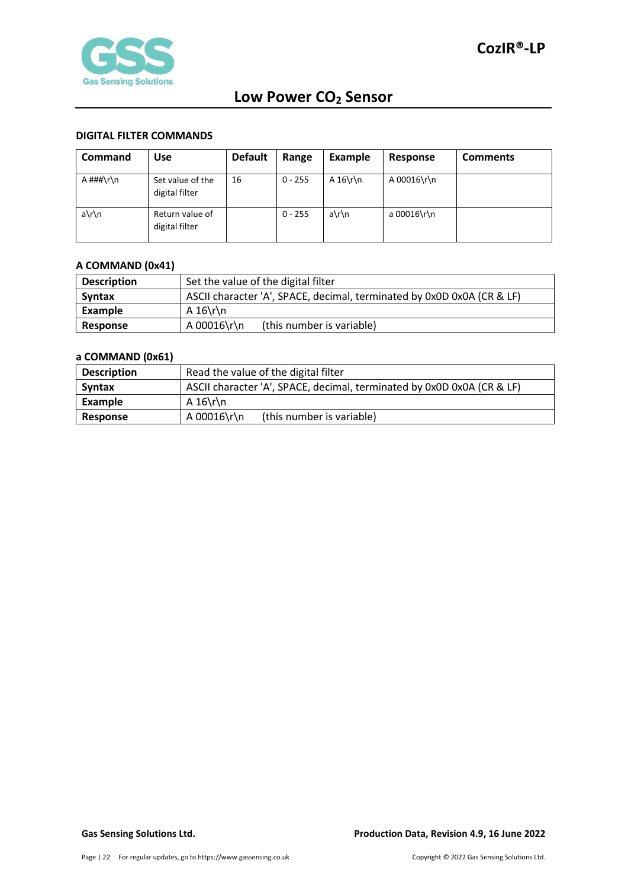# DIGITAL FILTER COMMANDS

| Command | Use | Default | Range | Example | Response | Comments |
|---|---|---|---|---|---|---|
| A ###\r\n | Set value of the digital filter | 16 | 0 - 255 | A 16\r\n | A 00016\r\n | |
| a\r\n | Return value of digital filter | | 0 - 255 | a\r\n | a 00016\r\n | |

## A COMMAND (0x41)

| Description | Set the value of the digital filter |
|---|---|
| **Syntax** | ASCII character 'A', SPACE, decimal, terminated by 0x0D 0x0A (CR & LF) |
| **Example** | A 16\r\n |
| **Response** | A 00016\r\n (this number is variable) |

## a COMMAND (0x61)

| Description | Read the value of the digital filter |
|---|---|
| **Syntax** | ASCII character 'A', SPACE, decimal, terminated by 0x0D 0x0A (CR & LF) |
| **Example** | A 16\r\n |
| **Response** | A 00016\r\n (this number is variable) |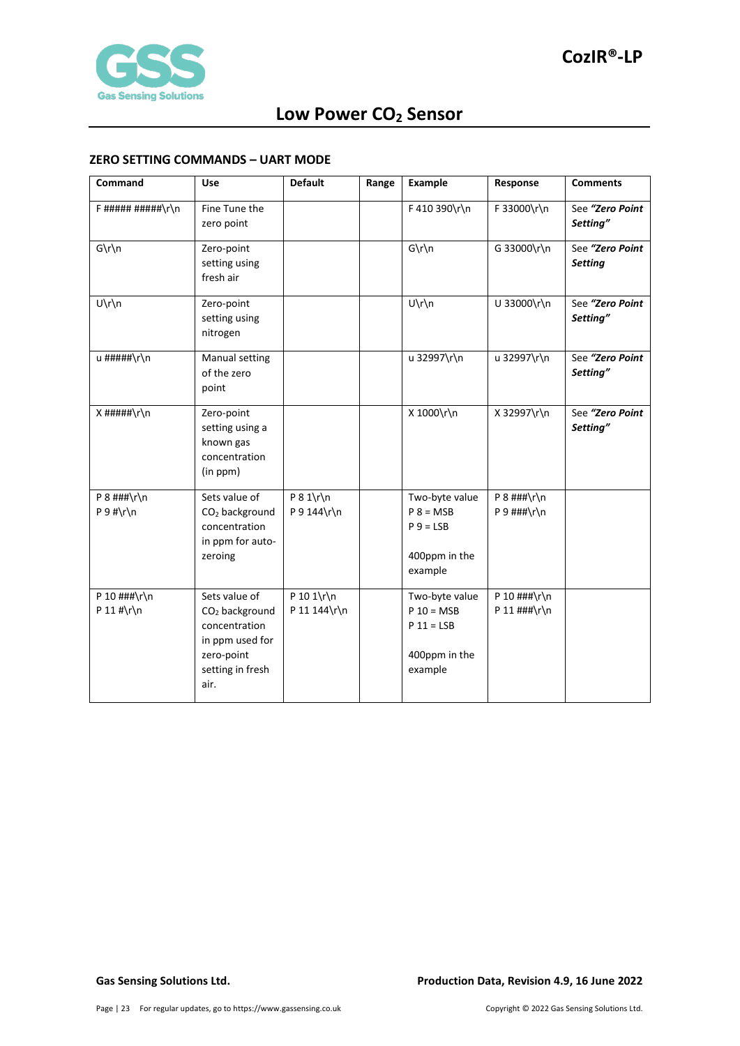#### ZERO SETTING COMMANDS – UART MODE

| Command | Use | Default | Range | Example | Response | Comments |
|---|---|---|---|---|---|---|
| F ##### #####\r\n | Fine Tune the zero point | | | F 410 390\r\n | F 33000\r\n | See ***"Zero Point Setting"*** |
| G\r\n | Zero-point setting using fresh air | | | G\r\n | G 33000\r\n | See ***"Zero Point Setting*** |
| U\r\n | Zero-point setting using nitrogen | | | U\r\n | U 33000\r\n | See ***"Zero Point Setting"*** |
| u #####\r\n | Manual setting of the zero point | | | u 32997\r\n | u 32997\r\n | See ***"Zero Point Setting"*** |
| X #####\r\n | Zero-point setting using a known gas concentration (in ppm) | | | X 1000\r\n | X 32997\r\n | See ***"Zero Point Setting"*** |
| P 8 ###\r\n<br>P 9 #\r\n | Sets value of $CO_2$ background concentration in ppm for auto-zeroing | P 8 1\r\n<br>P 9 144\r\n | | Two-byte value<br>P 8 = MSB<br>P 9 = LSB<br><br>400ppm in the example | P 8 ###\r\n<br>P 9 ###\r\n | |
| P 10 ###\r\n<br>P 11 #\r\n | Sets value of $CO_2$ background concentration in ppm used for zero-point setting in fresh air. | P 10 1\r\n<br>P 11 144\r\n | | Two-byte value<br>P 10 = MSB<br>P 11 = LSB<br><br>400ppm in the example | P 10 ###\r\n<br>P 11 ###\r\n | |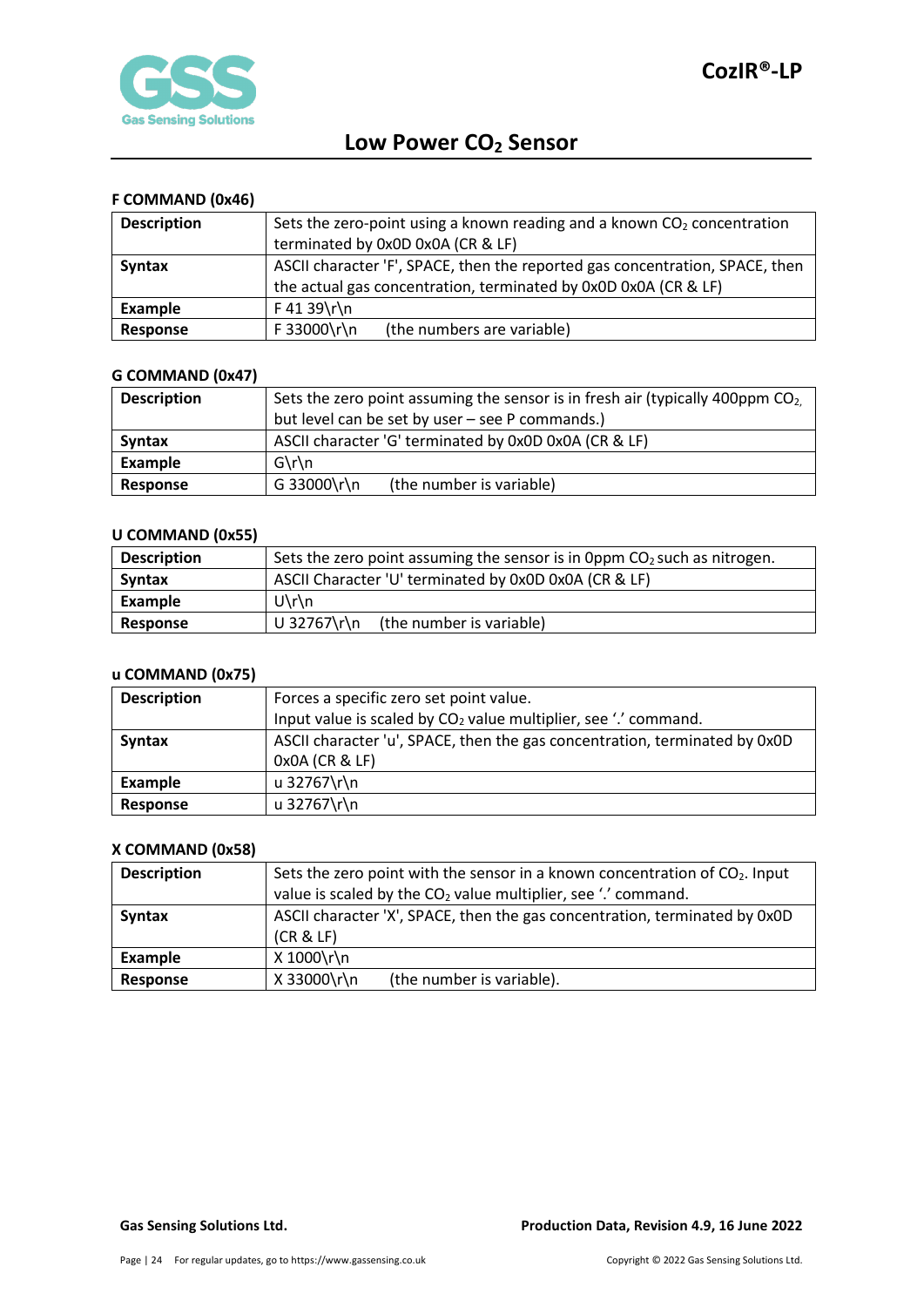### F COMMAND (0x46)

| | |
|---|---|
| **Description** | Sets the zero-point using a known reading and a known $CO_2$ concentration terminated by 0x0D 0x0A (CR & LF) |
| **Syntax** | ASCII character 'F', SPACE, then the reported gas concentration, SPACE, then the actual gas concentration, terminated by 0x0D 0x0A (CR & LF) |
| **Example** | F 41 39\r\n |
| **Response** | F 33000\r\n (the numbers are variable) |

### G COMMAND (0x47)

| | |
|---|---|
| **Description** | Sets the zero point assuming the sensor is in fresh air (typically 400ppm $CO_2$, but level can be set by user – see P commands.) |
| **Syntax** | ASCII character 'G' terminated by 0x0D 0x0A (CR & LF) |
| **Example** | G\r\n |
| **Response** | G 33000\r\n (the number is variable) |

### U COMMAND (0x55)

| | |
|---|---|
| **Description** | Sets the zero point assuming the sensor is in 0ppm $CO_2$ such as nitrogen. |
| **Syntax** | ASCII Character 'U' terminated by 0x0D 0x0A (CR & LF) |
| **Example** | U\r\n |
| **Response** | U 32767\r\n (the number is variable) |

### u COMMAND (0x75)

| | |
|---|---|
| **Description** | Forces a specific zero set point value.<br>Input value is scaled by $CO_2$ value multiplier, see '.' command. |
| **Syntax** | ASCII character 'u', SPACE, then the gas concentration, terminated by 0x0D 0x0A (CR & LF) |
| **Example** | u 32767\r\n |
| **Response** | u 32767\r\n |

### X COMMAND (0x58)

| | |
|---|---|
| **Description** | Sets the zero point with the sensor in a known concentration of $CO_2$. Input value is scaled by the $CO_2$ value multiplier, see '.' command. |
| **Syntax** | ASCII character 'X', SPACE, then the gas concentration, terminated by 0x0D (CR & LF) |
| **Example** | X 1000\r\n |
| **Response** | X 33000\r\n (the number is variable). |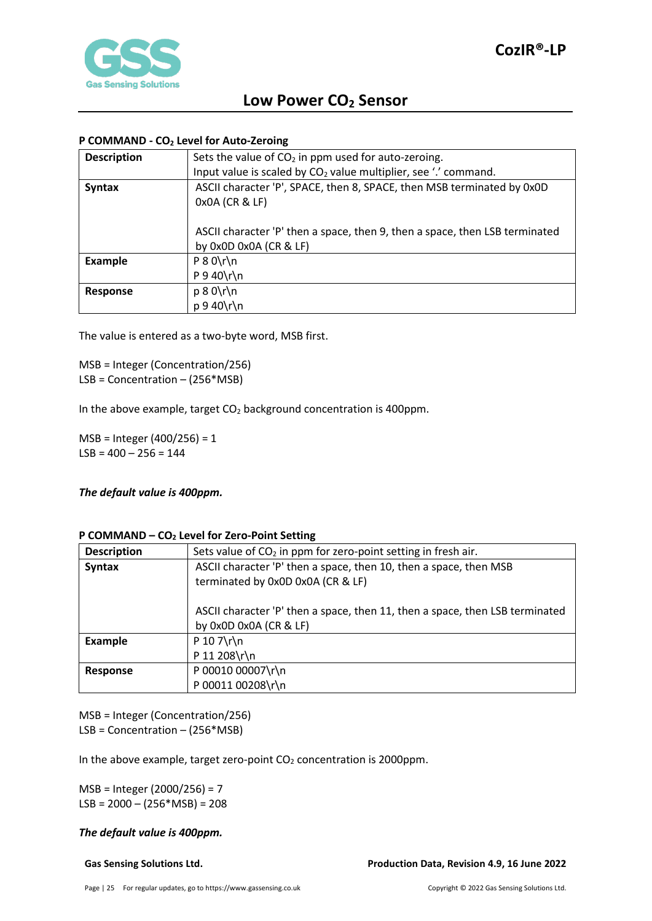**P COMMAND - $CO_2$ Level for Auto-Zeroing**

| | |
|---|---|
| **Description** | Sets the value of $CO_2$ in ppm used for auto-zeroing.<br>Input value is scaled by $CO_2$ value multiplier, see '.' command. |
| **Syntax** | ASCII character 'P', SPACE, then 8, SPACE, then MSB terminated by 0x0D 0x0A (CR & LF)<br><br>ASCII character 'P' then a space, then 9, then a space, then LSB terminated by 0x0D 0x0A (CR & LF) |
| **Example** | P 8 0\r\n<br>P 9 40\r\n |
| **Response** | p 8 0\r\n<br>p 9 40\r\n |

The value is entered as a two-byte word, MSB first.

MSB = Integer (Concentration/256)
LSB = Concentration – (256*MSB)

In the above example, target $CO_2$ background concentration is 400ppm.

MSB = Integer (400/256) = 1
LSB = 400 – 256 = 144

***The default value is 400ppm.***

**P COMMAND – $CO_2$ Level for Zero-Point Setting**

| | |
|---|---|
| **Description** | Sets value of $CO_2$ in ppm for zero-point setting in fresh air. |
| **Syntax** | ASCII character 'P' then a space, then 10, then a space, then MSB terminated by 0x0D 0x0A (CR & LF)<br><br>ASCII character 'P' then a space, then 11, then a space, then LSB terminated by 0x0D 0x0A (CR & LF) |
| **Example** | P 10 7\r\n<br>P 11 208\r\n |
| **Response** | P 00010 00007\r\n<br>P 00011 00208\r\n |

MSB = Integer (Concentration/256)
LSB = Concentration – (256*MSB)

In the above example, target zero-point $CO_2$ concentration is 2000ppm.

MSB = Integer (2000/256) = 7
LSB = 2000 – (256*MSB) = 208

***The default value is 400ppm.***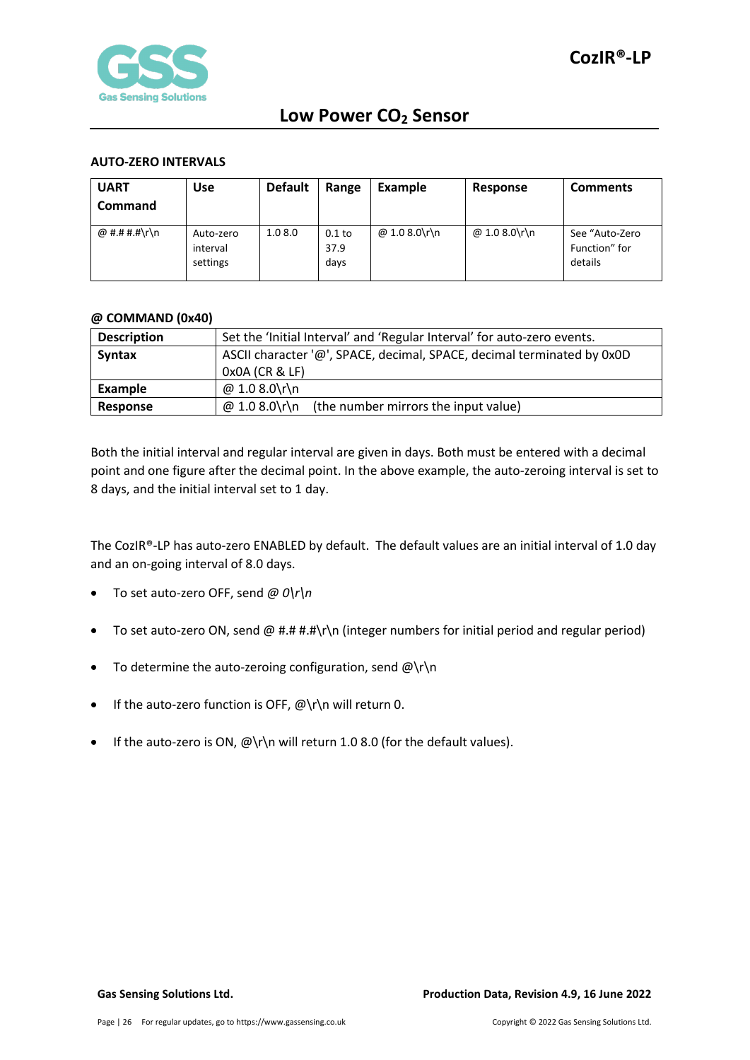### AUTO-ZERO INTERVALS

| UART Command | Use | Default | Range | Example | Response | Comments |
|---|---|---|---|---|---|---|
| @ #.# #.#\r\n | Auto-zero interval settings | 1.0 8.0 | 0.1 to 37.9 days | @ 1.0 8.0\r\n | @ 1.0 8.0\r\n | See "Auto-Zero Function" for details |

### @ COMMAND (0x40)

| | |
|---|---|
| **Description** | Set the 'Initial Interval' and 'Regular Interval' for auto-zero events. |
| **Syntax** | ASCII character '@', SPACE, decimal, SPACE, decimal terminated by 0x0D 0x0A (CR & LF) |
| **Example** | @ 1.0 8.0\r\n |
| **Response** | @ 1.0 8.0\r\n (the number mirrors the input value) |

Both the initial interval and regular interval are given in days. Both must be entered with a decimal point and one figure after the decimal point. In the above example, the auto-zeroing interval is set to 8 days, and the initial interval set to 1 day.

The CozIR®-LP has auto-zero ENABLED by default. The default values are an initial interval of 1.0 day and an on-going interval of 8.0 days.

- To set auto-zero OFF, send *@ 0\r\n*
- To set auto-zero ON, send @ #.# #.#\r\n (integer numbers for initial period and regular period)
- To determine the auto-zeroing configuration, send @\r\n
- If the auto-zero function is OFF, @\r\n will return 0.
- If the auto-zero is ON, @\r\n will return 1.0 8.0 (for the default values).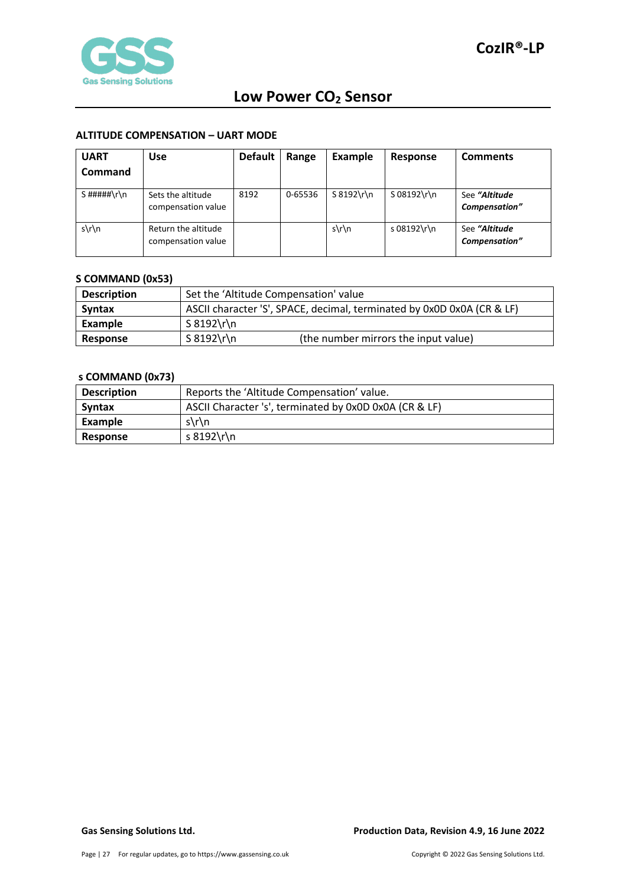#### ALTITUDE COMPENSATION – UART MODE

| UART Command | Use | Default | Range | Example | Response | Comments |
|---|---|---|---|---|---|---|
| S #####\r\n | Sets the altitude compensation value | 8192 | 0-65536 | S 8192\r\n | S 08192\r\n | See ***"Altitude Compensation"*** |
| s\r\n | Return the altitude compensation value | | | s\r\n | s 08192\r\n | See ***"Altitude Compensation"*** |

#### S COMMAND (0x53)

| | |
|---|---|
| **Description** | Set the 'Altitude Compensation' value |
| **Syntax** | ASCII character 'S', SPACE, decimal, terminated by 0x0D 0x0A (CR & LF) |
| **Example** | S 8192\r\n |
| **Response** | S 8192\r\n (the number mirrors the input value) |

#### s COMMAND (0x73)

| | |
|---|---|
| **Description** | Reports the 'Altitude Compensation' value. |
| **Syntax** | ASCII Character 's', terminated by 0x0D 0x0A (CR & LF) |
| **Example** | s\r\n |
| **Response** | s 8192\r\n |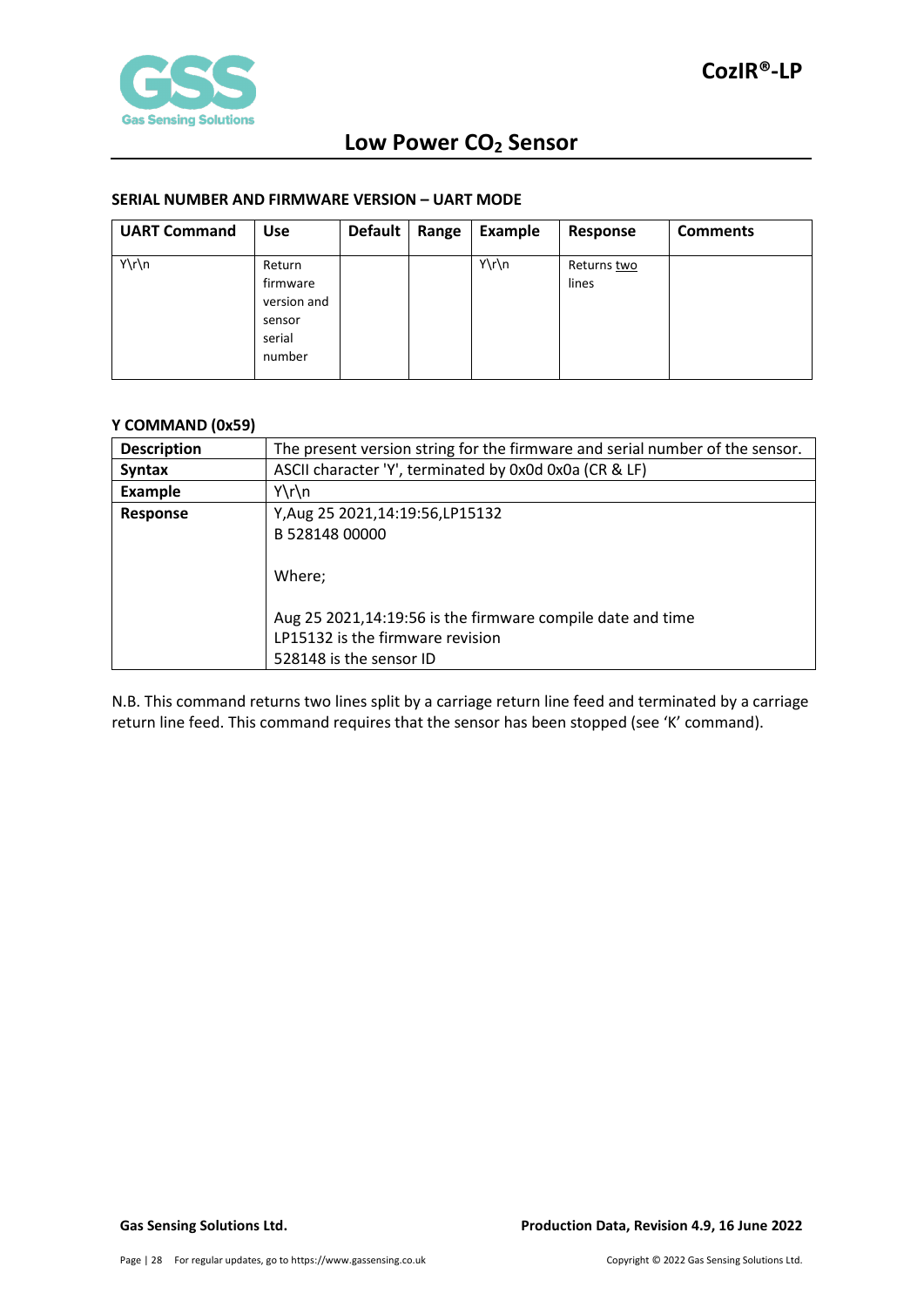### SERIAL NUMBER AND FIRMWARE VERSION – UART MODE

| UART Command | Use | Default | Range | Example | Response | Comments |
|---|---|---|---|---|---|---|
| Y\r\n | Return firmware version and sensor serial number | | | Y\r\n | Returns two lines | |

### Y COMMAND (0x59)

| | |
|---|---|
| **Description** | The present version string for the firmware and serial number of the sensor. |
| **Syntax** | ASCII character 'Y', terminated by 0x0d 0x0a (CR & LF) |
| **Example** | Y\r\n |
| **Response** | Y,Aug 25 2021,14:19:56,LP15132<br>B 528148 00000<br><br>Where;<br><br>Aug 25 2021,14:19:56 is the firmware compile date and time<br>LP15132 is the firmware revision<br>528148 is the sensor ID |

N.B. This command returns two lines split by a carriage return line feed and terminated by a carriage return line feed. This command requires that the sensor has been stopped (see 'K' command).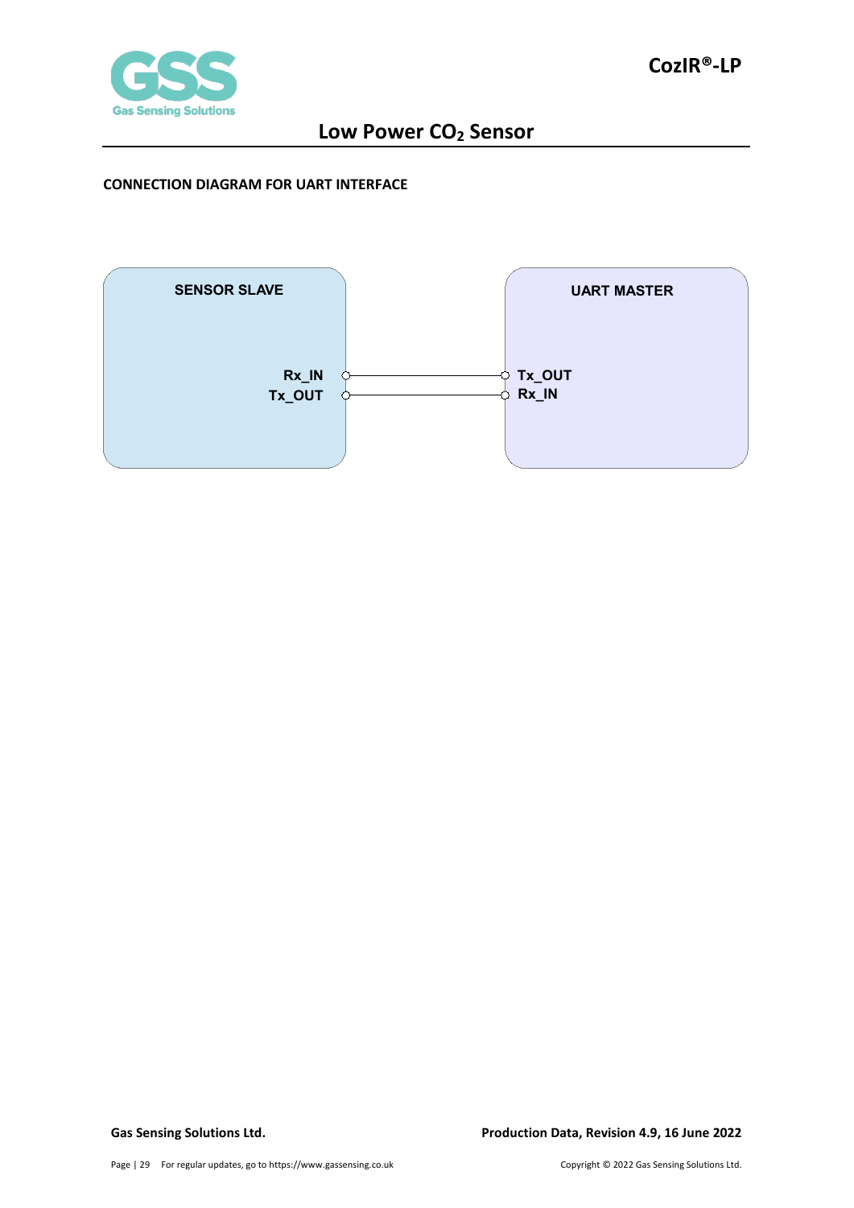**CONNECTION DIAGRAM FOR UART INTERFACE**

SENSOR SLAVE

Rx_IN

Tx_OUT

UART MASTER

Tx_OUT

Rx_IN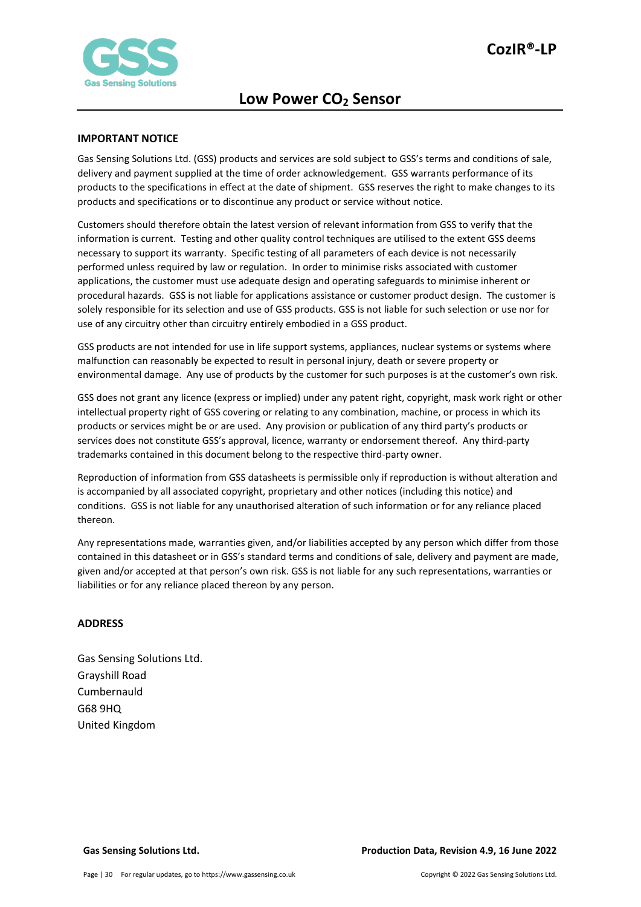## IMPORTANT NOTICE

Gas Sensing Solutions Ltd. (GSS) products and services are sold subject to GSS's terms and conditions of sale, delivery and payment supplied at the time of order acknowledgement. GSS warrants performance of its products to the specifications in effect at the date of shipment. GSS reserves the right to make changes to its products and specifications or to discontinue any product or service without notice.

Customers should therefore obtain the latest version of relevant information from GSS to verify that the information is current. Testing and other quality control techniques are utilised to the extent GSS deems necessary to support its warranty. Specific testing of all parameters of each device is not necessarily performed unless required by law or regulation. In order to minimise risks associated with customer applications, the customer must use adequate design and operating safeguards to minimise inherent or procedural hazards. GSS is not liable for applications assistance or customer product design. The customer is solely responsible for its selection and use of GSS products. GSS is not liable for such selection or use nor for use of any circuitry other than circuitry entirely embodied in a GSS product.

GSS products are not intended for use in life support systems, appliances, nuclear systems or systems where malfunction can reasonably be expected to result in personal injury, death or severe property or environmental damage. Any use of products by the customer for such purposes is at the customer's own risk.

GSS does not grant any licence (express or implied) under any patent right, copyright, mask work right or other intellectual property right of GSS covering or relating to any combination, machine, or process in which its products or services might be or are used. Any provision or publication of any third party's products or services does not constitute GSS's approval, licence, warranty or endorsement thereof. Any third-party trademarks contained in this document belong to the respective third-party owner.

Reproduction of information from GSS datasheets is permissible only if reproduction is without alteration and is accompanied by all associated copyright, proprietary and other notices (including this notice) and conditions. GSS is not liable for any unauthorised alteration of such information or for any reliance placed thereon.

Any representations made, warranties given, and/or liabilities accepted by any person which differ from those contained in this datasheet or in GSS's standard terms and conditions of sale, delivery and payment are made, given and/or accepted at that person's own risk. GSS is not liable for any such representations, warranties or liabilities or for any reliance placed thereon by any person.

## ADDRESS

Gas Sensing Solutions Ltd.
Grayshill Road
Cumbernauld
G68 9HQ
United Kingdom